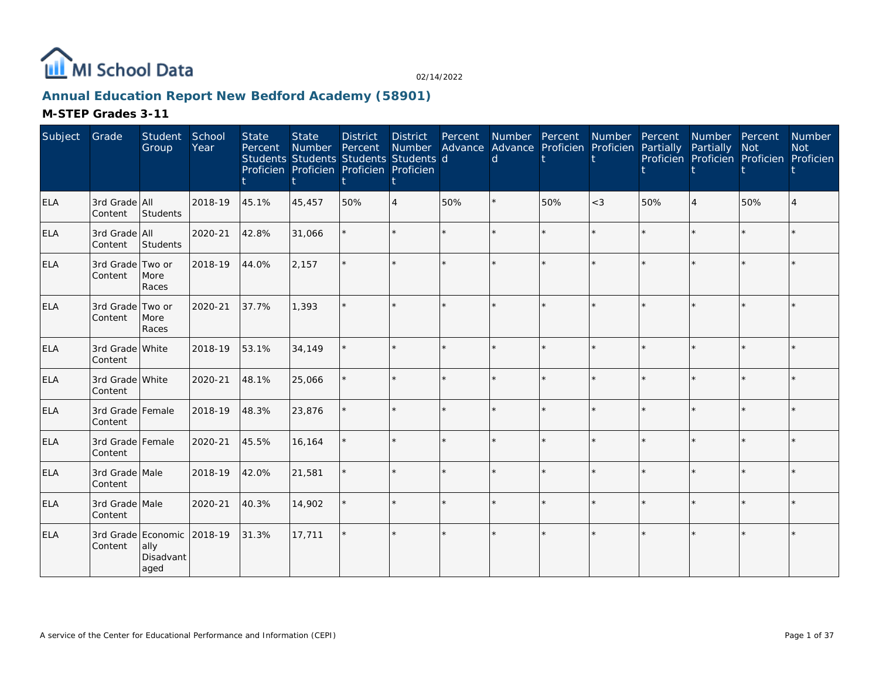MI School Data

02/14/2022

## Annual Education Report New Bedford Academy (58901)

### M-STEP Grades 3-11

| Subject | Grade | Student Group | School Year | State Percent Students Proficient | State Number Students Proficient | District Percent Students Proficient | District Number Students Proficient | Percent Advanced | Number Advanced | Percent Proficient | Number Proficient | Percent Partially Proficient | Number Partially Proficient | Percent Not Proficient | Number Not Proficient |
|---|---|---|---|---|---|---|---|---|---|---|---|---|---|---|---|
| ELA | 3rd Grade Content | All Students | 2018-19 | 45.1% | 45,457 | 50% | 4 | 50% | * | 50% | <3 | 50% | 4 | 50% | 4 |
| ELA | 3rd Grade Content | All Students | 2020-21 | 42.8% | 31,066 | * | * | * | * | * | * | * | * | * | * |
| ELA | 3rd Grade Content | Two or More Races | 2018-19 | 44.0% | 2,157 | * | * | * | * | * | * | * | * | * | * |
| ELA | 3rd Grade Content | Two or More Races | 2020-21 | 37.7% | 1,393 | * | * | * | * | * | * | * | * | * | * |
| ELA | 3rd Grade Content | White | 2018-19 | 53.1% | 34,149 | * | * | * | * | * | * | * | * | * | * |
| ELA | 3rd Grade Content | White | 2020-21 | 48.1% | 25,066 | * | * | * | * | * | * | * | * | * | * |
| ELA | 3rd Grade Content | Female | 2018-19 | 48.3% | 23,876 | * | * | * | * | * | * | * | * | * | * |
| ELA | 3rd Grade Content | Female | 2020-21 | 45.5% | 16,164 | * | * | * | * | * | * | * | * | * | * |
| ELA | 3rd Grade Content | Male | 2018-19 | 42.0% | 21,581 | * | * | * | * | * | * | * | * | * | * |
| ELA | 3rd Grade Content | Male | 2020-21 | 40.3% | 14,902 | * | * | * | * | * | * | * | * | * | * |
| ELA | 3rd Grade Content | Economically Disadvantaged | 2018-19 | 31.3% | 17,711 | * | * | * | * | * | * | * | * | * | * |

A service of the Center for Educational Performance and Information (CEPI)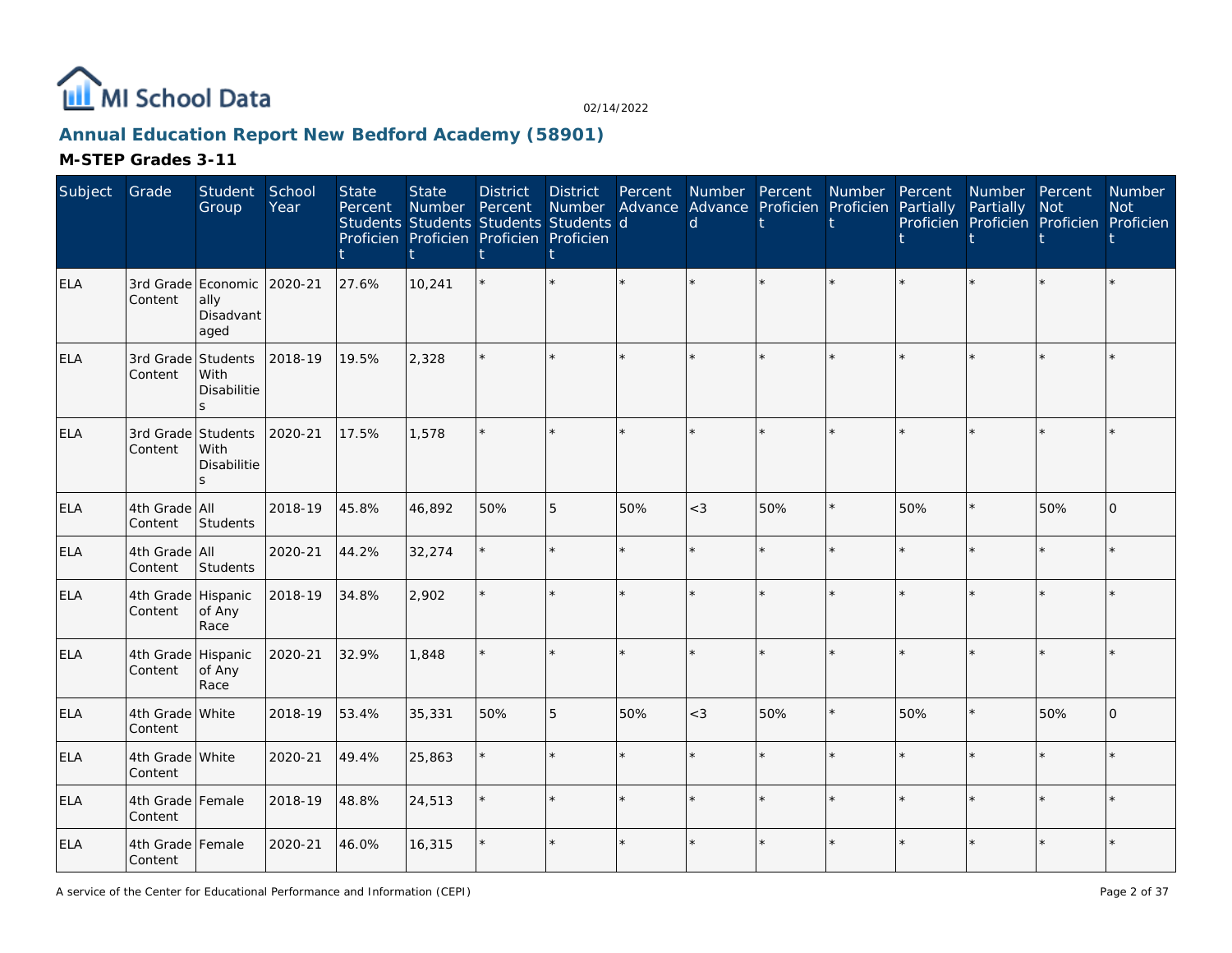MI School Data

02/14/2022

## Annual Education Report New Bedford Academy (58901)

### M-STEP Grades 3-11

| Subject | Grade | Student Group | School Year | State Percent Students Proficient | State Number Students Proficient | District Percent Students Proficient | District Number Students Proficient | Percent Advanced | Number Advanced | Percent Proficient | Number Proficient | Percent Partially Proficient | Number Partially Proficient | Percent Not Proficient | Number Not Proficient |
|---|---|---|---|---|---|---|---|---|---|---|---|---|---|---|---|
| ELA | 3rd Grade Content | Economically Disadvantaged | 2020-21 | 27.6% | 10,241 | * | * | * | * | * | * | * | * | * | * |
| ELA | 3rd Grade Content | Students With Disabilities | 2018-19 | 19.5% | 2,328 | * | * | * | * | * | * | * | * | * | * |
| ELA | 3rd Grade Content | Students With Disabilities | 2020-21 | 17.5% | 1,578 | * | * | * | * | * | * | * | * | * | * |
| ELA | 4th Grade Content | All Students | 2018-19 | 45.8% | 46,892 | 50% | 5 | 50% | <3 | 50% | * | 50% | * | 50% | 0 |
| ELA | 4th Grade Content | All Students | 2020-21 | 44.2% | 32,274 | * | * | * | * | * | * | * | * | * | * |
| ELA | 4th Grade Content | Hispanic of Any Race | 2018-19 | 34.8% | 2,902 | * | * | * | * | * | * | * | * | * | * |
| ELA | 4th Grade Content | Hispanic of Any Race | 2020-21 | 32.9% | 1,848 | * | * | * | * | * | * | * | * | * | * |
| ELA | 4th Grade Content | White | 2018-19 | 53.4% | 35,331 | 50% | 5 | 50% | <3 | 50% | * | 50% | * | 50% | 0 |
| ELA | 4th Grade Content | White | 2020-21 | 49.4% | 25,863 | * | * | * | * | * | * | * | * | * | * |
| ELA | 4th Grade Content | Female | 2018-19 | 48.8% | 24,513 | * | * | * | * | * | * | * | * | * | * |
| ELA | 4th Grade Content | Female | 2020-21 | 46.0% | 16,315 | * | * | * | * | * | * | * | * | * | * |

A service of the Center for Educational Performance and Information (CEPI)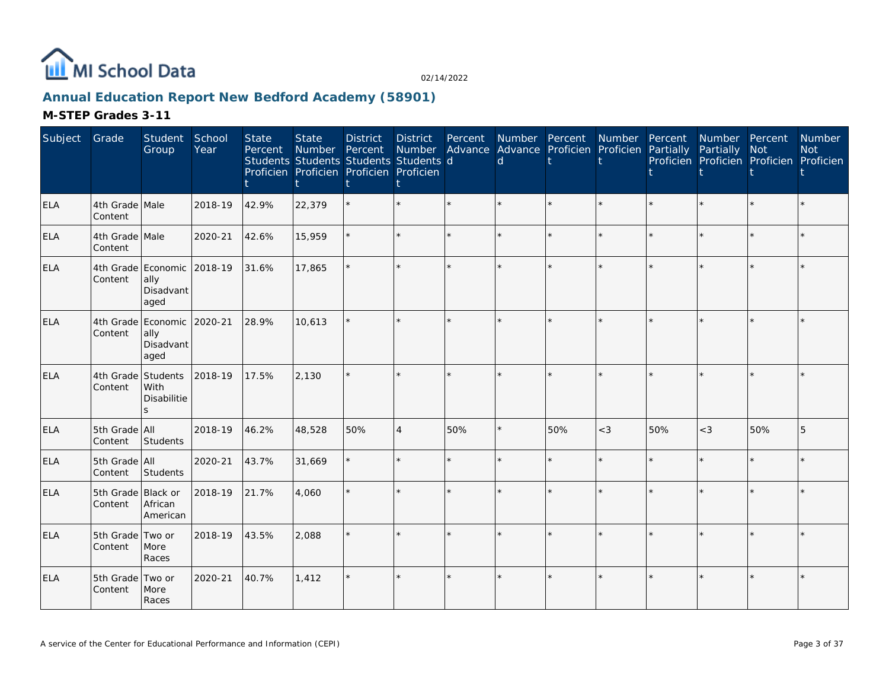MI School Data

## Annual Education Report New Bedford Academy (58901)

02/14/2022

### M-STEP Grades 3-11

| Subject | Grade | Student Group | School Year | State Percent Students Proficient | State Number Students Proficient | District Percent Students Proficient | District Number Students Proficient | Percent Advanced | Number Advanced | Percent Proficient | Number Proficient | Percent Partially Proficient | Number Partially Proficient | Percent Not Proficient | Number Not Proficient |
|---|---|---|---|---|---|---|---|---|---|---|---|---|---|---|---|
| ELA | 4th Grade Content | Male | 2018-19 | 42.9% | 22,379 | * | * | * | * | * | * | * | * | * | * |
| ELA | 4th Grade Content | Male | 2020-21 | 42.6% | 15,959 | * | * | * | * | * | * | * | * | * | * |
| ELA | 4th Grade Content | Economically Disadvantaged | 2018-19 | 31.6% | 17,865 | * | * | * | * | * | * | * | * | * | * |
| ELA | 4th Grade Content | Economically Disadvantaged | 2020-21 | 28.9% | 10,613 | * | * | * | * | * | * | * | * | * | * |
| ELA | 4th Grade Content | Students With Disabilities | 2018-19 | 17.5% | 2,130 | * | * | * | * | * | * | * | * | * | * |
| ELA | 5th Grade Content | All Students | 2018-19 | 46.2% | 48,528 | 50% | 4 | 50% | * | 50% | <3 | 50% | <3 | 50% | 5 |
| ELA | 5th Grade Content | All Students | 2020-21 | 43.7% | 31,669 | * | * | * | * | * | * | * | * | * | * |
| ELA | 5th Grade Content | Black or African American | 2018-19 | 21.7% | 4,060 | * | * | * | * | * | * | * | * | * | * |
| ELA | 5th Grade Content | Two or More Races | 2018-19 | 43.5% | 2,088 | * | * | * | * | * | * | * | * | * | * |
| ELA | 5th Grade Content | Two or More Races | 2020-21 | 40.7% | 1,412 | * | * | * | * | * | * | * | * | * | * |

A service of the Center for Educational Performance and Information (CEPI)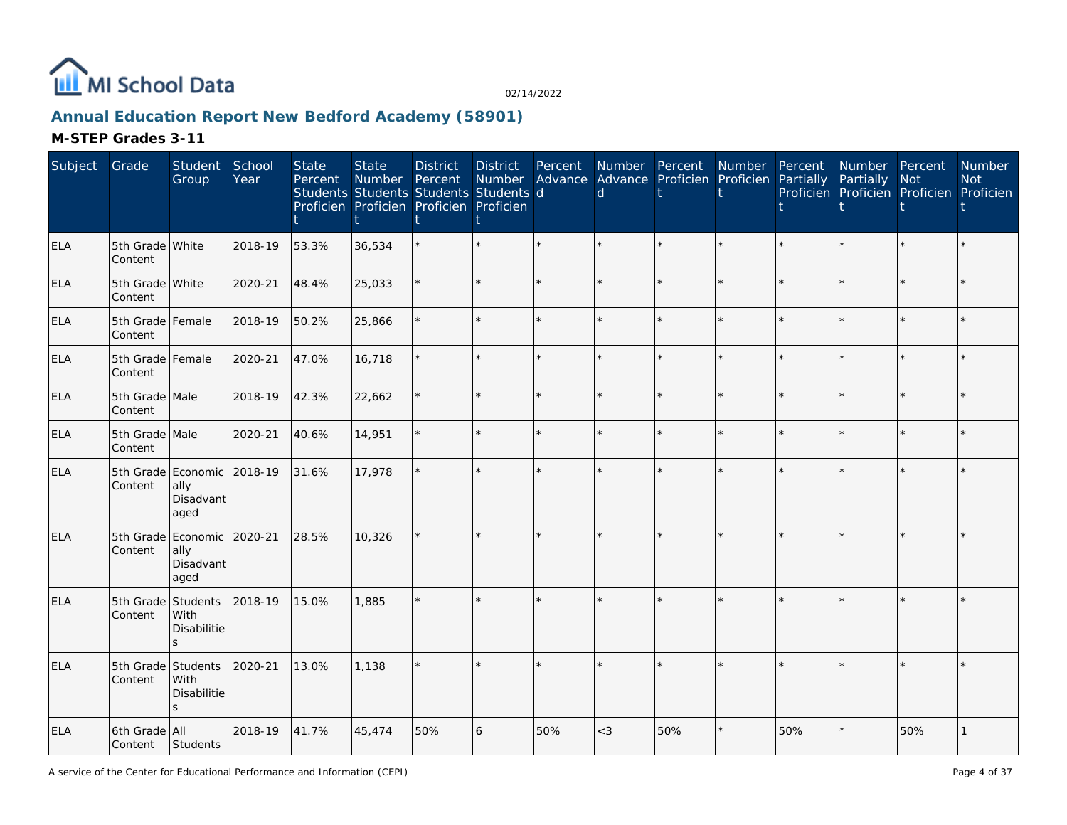# Annual Education Report New Bedford Academy (58901)

02/14/2022

## M-STEP Grades 3-11

| Subject | Grade | Student Group | School Year | State Percent Students Proficient | State Number Students Proficient | District Percent Students Proficient | District Number Students Proficient | Percent Advanced | Number Advanced | Percent Proficient | Number Proficient | Percent Partially Proficient | Number Partially Proficient | Percent Not Proficient | Number Not Proficient |
|---|---|---|---|---|---|---|---|---|---|---|---|---|---|---|---|
| ELA | 5th Grade Content | White | 2018-19 | 53.3% | 36,534 | * | * | * | * | * | * | * | * | * | * |
| ELA | 5th Grade Content | White | 2020-21 | 48.4% | 25,033 | * | * | * | * | * | * | * | * | * | * |
| ELA | 5th Grade Content | Female | 2018-19 | 50.2% | 25,866 | * | * | * | * | * | * | * | * | * | * |
| ELA | 5th Grade Content | Female | 2020-21 | 47.0% | 16,718 | * | * | * | * | * | * | * | * | * | * |
| ELA | 5th Grade Content | Male | 2018-19 | 42.3% | 22,662 | * | * | * | * | * | * | * | * | * | * |
| ELA | 5th Grade Content | Male | 2020-21 | 40.6% | 14,951 | * | * | * | * | * | * | * | * | * | * |
| ELA | 5th Grade Content | Economically Disadvantaged | 2018-19 | 31.6% | 17,978 | * | * | * | * | * | * | * | * | * | * |
| ELA | 5th Grade Content | Economically Disadvantaged | 2020-21 | 28.5% | 10,326 | * | * | * | * | * | * | * | * | * | * |
| ELA | 5th Grade Content | Students With Disabilities | 2018-19 | 15.0% | 1,885 | * | * | * | * | * | * | * | * | * | * |
| ELA | 5th Grade Content | Students With Disabilities | 2020-21 | 13.0% | 1,138 | * | * | * | * | * | * | * | * | * | * |
| ELA | 6th Grade Content | All Students | 2018-19 | 41.7% | 45,474 | 50% | 6 | 50% | <3 | 50% | * | 50% | * | 50% | 1 |

A service of the Center for Educational Performance and Information (CEPI)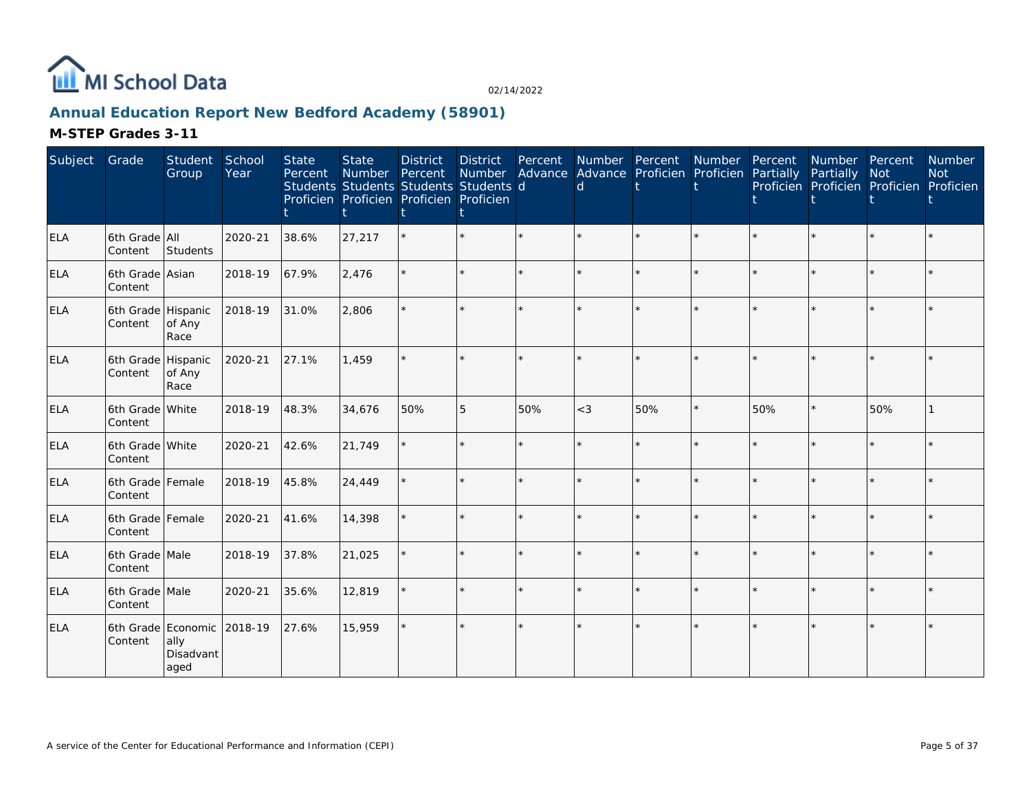MI School Data

02/14/2022

## Annual Education Report New Bedford Academy (58901)

### M-STEP Grades 3-11

| Subject | Grade | Student Group | School Year | State Percent Students Proficient | State Number Students Proficient | District Percent Students Proficient | District Number Students Proficient | Percent Advanced | Number Advanced | Percent Proficient | Number Proficient | Percent Partially Proficient | Number Partially Proficient | Percent Not Proficient | Number Not Proficient |
|---|---|---|---|---|---|---|---|---|---|---|---|---|---|---|---|
| ELA | 6th Grade Content | All Students | 2020-21 | 38.6% | 27,217 | * | * | * | * | * | * | * | * | * | * |
| ELA | 6th Grade Content | Asian | 2018-19 | 67.9% | 2,476 | * | * | * | * | * | * | * | * | * | * |
| ELA | 6th Grade Content | Hispanic of Any Race | 2018-19 | 31.0% | 2,806 | * | * | * | * | * | * | * | * | * | * |
| ELA | 6th Grade Content | Hispanic of Any Race | 2020-21 | 27.1% | 1,459 | * | * | * | * | * | * | * | * | * | * |
| ELA | 6th Grade Content | White | 2018-19 | 48.3% | 34,676 | 50% | 5 | 50% | <3 | 50% | * | 50% | * | 50% | 1 |
| ELA | 6th Grade Content | White | 2020-21 | 42.6% | 21,749 | * | * | * | * | * | * | * | * | * | * |
| ELA | 6th Grade Content | Female | 2018-19 | 45.8% | 24,449 | * | * | * | * | * | * | * | * | * | * |
| ELA | 6th Grade Content | Female | 2020-21 | 41.6% | 14,398 | * | * | * | * | * | * | * | * | * | * |
| ELA | 6th Grade Content | Male | 2018-19 | 37.8% | 21,025 | * | * | * | * | * | * | * | * | * | * |
| ELA | 6th Grade Content | Male | 2020-21 | 35.6% | 12,819 | * | * | * | * | * | * | * | * | * | * |
| ELA | 6th Grade Content | Economically Disadvantaged | 2018-19 | 27.6% | 15,959 | * | * | * | * | * | * | * | * | * | * |

A service of the Center for Educational Performance and Information (CEPI)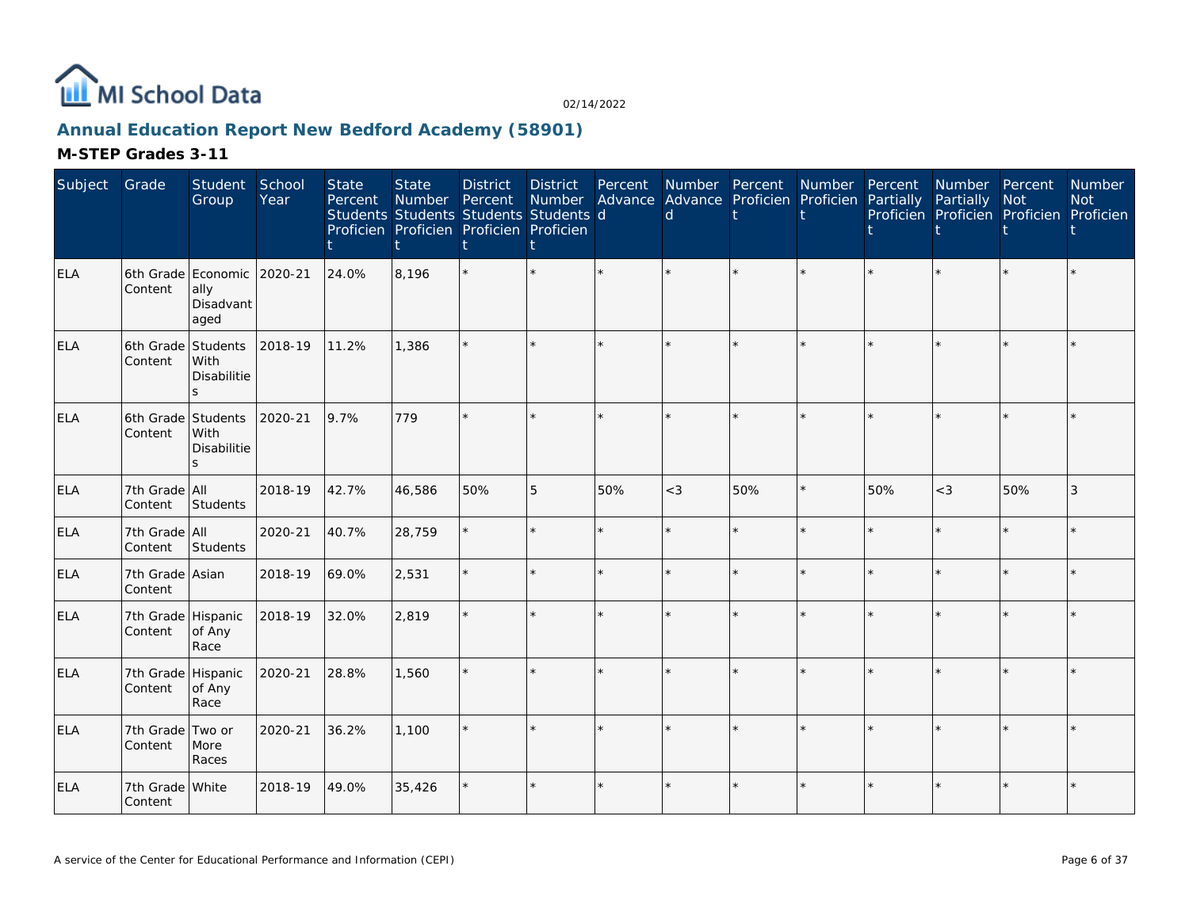# Annual Education Report New Bedford Academy (58901)

## M-STEP Grades 3-11

| Subject | Grade | Student Group | School Year | State Percent Students Proficient | State Number Students Proficient | District Percent Students Proficient | District Number Students Proficient | Percent Advanced | Number Advanced | Percent Proficient | Number Proficient | Percent Partially Proficient | Number Partially Proficient | Percent Not Proficient | Number Not Proficient |
|---|---|---|---|---|---|---|---|---|---|---|---|---|---|---|---|
| ELA | 6th Grade Content | Economically Disadvantaged | 2020-21 | 24.0% | 8,196 | * | * | * | * | * | * | * | * | * | * |
| ELA | 6th Grade Content | Students With Disabilities | 2018-19 | 11.2% | 1,386 | * | * | * | * | * | * | * | * | * | * |
| ELA | 6th Grade Content | Students With Disabilities | 2020-21 | 9.7% | 779 | * | * | * | * | * | * | * | * | * | * |
| ELA | 7th Grade Content | All Students | 2018-19 | 42.7% | 46,586 | 50% | 5 | 50% | <3 | 50% | * | 50% | <3 | 50% | 3 |
| ELA | 7th Grade Content | All Students | 2020-21 | 40.7% | 28,759 | * | * | * | * | * | * | * | * | * | * |
| ELA | 7th Grade Content | Asian | 2018-19 | 69.0% | 2,531 | * | * | * | * | * | * | * | * | * | * |
| ELA | 7th Grade Content | Hispanic of Any Race | 2018-19 | 32.0% | 2,819 | * | * | * | * | * | * | * | * | * | * |
| ELA | 7th Grade Content | Hispanic of Any Race | 2020-21 | 28.8% | 1,560 | * | * | * | * | * | * | * | * | * | * |
| ELA | 7th Grade Content | Two or More Races | 2020-21 | 36.2% | 1,100 | * | * | * | * | * | * | * | * | * | * |
| ELA | 7th Grade Content | White | 2018-19 | 49.0% | 35,426 | * | * | * | * | * | * | * | * | * | * |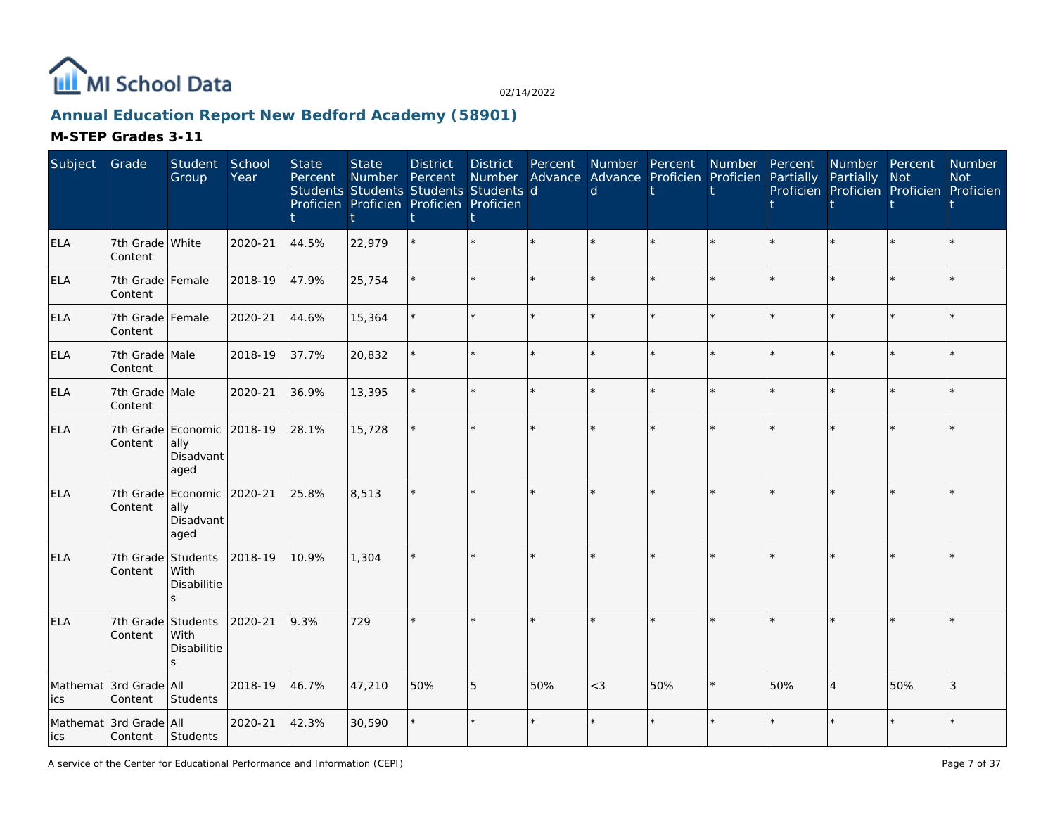# Annual Education Report New Bedford Academy (58901)

## M-STEP Grades 3-11

| Subject | Grade | Student Group | School Year | State Percent Students Proficient | State Number Students Proficient | District Percent Students Proficient | District Number Students Proficient | Percent Advanced | Number Advanced | Percent Proficient | Number Proficient | Percent Partially Proficient | Number Partially Proficient | Percent Not Proficient | Number Not Proficient |
|---|---|---|---|---|---|---|---|---|---|---|---|---|---|---|---|
| ELA | 7th Grade Content | White | 2020-21 | 44.5% | 22,979 | * | * | * | * | * | * | * | * | * | * |
| ELA | 7th Grade Content | Female | 2018-19 | 47.9% | 25,754 | * | * | * | * | * | * | * | * | * | * |
| ELA | 7th Grade Content | Female | 2020-21 | 44.6% | 15,364 | * | * | * | * | * | * | * | * | * | * |
| ELA | 7th Grade Content | Male | 2018-19 | 37.7% | 20,832 | * | * | * | * | * | * | * | * | * | * |
| ELA | 7th Grade Content | Male | 2020-21 | 36.9% | 13,395 | * | * | * | * | * | * | * | * | * | * |
| ELA | 7th Grade Content | Economically Disadvantaged | 2018-19 | 28.1% | 15,728 | * | * | * | * | * | * | * | * | * | * |
| ELA | 7th Grade Content | Economically Disadvantaged | 2020-21 | 25.8% | 8,513 | * | * | * | * | * | * | * | * | * | * |
| ELA | 7th Grade Content | Students With Disabilities | 2018-19 | 10.9% | 1,304 | * | * | * | * | * | * | * | * | * | * |
| ELA | 7th Grade Content | Students With Disabilities | 2020-21 | 9.3% | 729 | * | * | * | * | * | * | * | * | * | * |
| Mathematics | 3rd Grade Content | All Students | 2018-19 | 46.7% | 47,210 | 50% | 5 | 50% | <3 | 50% | * | 50% | 4 | 50% | 3 |
| Mathematics | 3rd Grade Content | All Students | 2020-21 | 42.3% | 30,590 | * | * | * | * | * | * | * | * | * | * |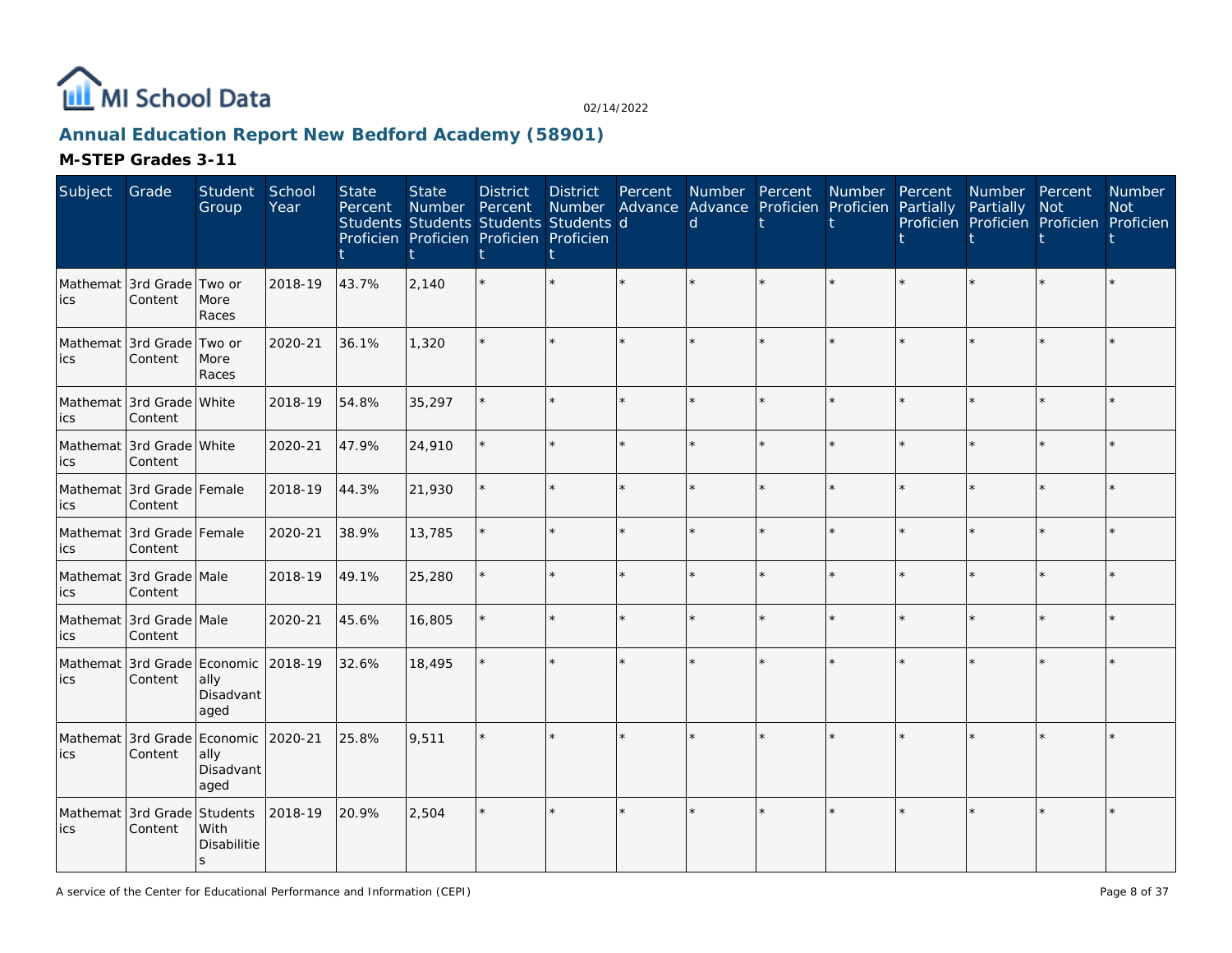## Annual Education Report New Bedford Academy (58901)

### M-STEP Grades 3-11

| Subject | Grade | Student Group | School Year | State Percent Students Proficient | State Number Students Proficient | District Percent Students Proficient | District Number Students Proficient | Percent Advanced | Number Advanced | Percent Proficient | Number Proficient | Percent Partially Proficient | Number Partially Proficient | Percent Not Proficient | Number Not Proficient |
|---|---|---|---|---|---|---|---|---|---|---|---|---|---|---|---|
| Mathematics | 3rd Grade Content | Two or More Races | 2018-19 | 43.7% | 2,140 | * | * | * | * | * | * | * | * | * | * |
| Mathematics | 3rd Grade Content | Two or More Races | 2020-21 | 36.1% | 1,320 | * | * | * | * | * | * | * | * | * | * |
| Mathematics | 3rd Grade Content | White | 2018-19 | 54.8% | 35,297 | * | * | * | * | * | * | * | * | * | * |
| Mathematics | 3rd Grade Content | White | 2020-21 | 47.9% | 24,910 | * | * | * | * | * | * | * | * | * | * |
| Mathematics | 3rd Grade Content | Female | 2018-19 | 44.3% | 21,930 | * | * | * | * | * | * | * | * | * | * |
| Mathematics | 3rd Grade Content | Female | 2020-21 | 38.9% | 13,785 | * | * | * | * | * | * | * | * | * | * |
| Mathematics | 3rd Grade Content | Male | 2018-19 | 49.1% | 25,280 | * | * | * | * | * | * | * | * | * | * |
| Mathematics | 3rd Grade Content | Male | 2020-21 | 45.6% | 16,805 | * | * | * | * | * | * | * | * | * | * |
| Mathematics | 3rd Grade Content | Economically Disadvantaged | 2018-19 | 32.6% | 18,495 | * | * | * | * | * | * | * | * | * | * |
| Mathematics | 3rd Grade Content | Economically Disadvantaged | 2020-21 | 25.8% | 9,511 | * | * | * | * | * | * | * | * | * | * |
| Mathematics | 3rd Grade Content | Students With Disabilities | 2018-19 | 20.9% | 2,504 | * | * | * | * | * | * | * | * | * | * |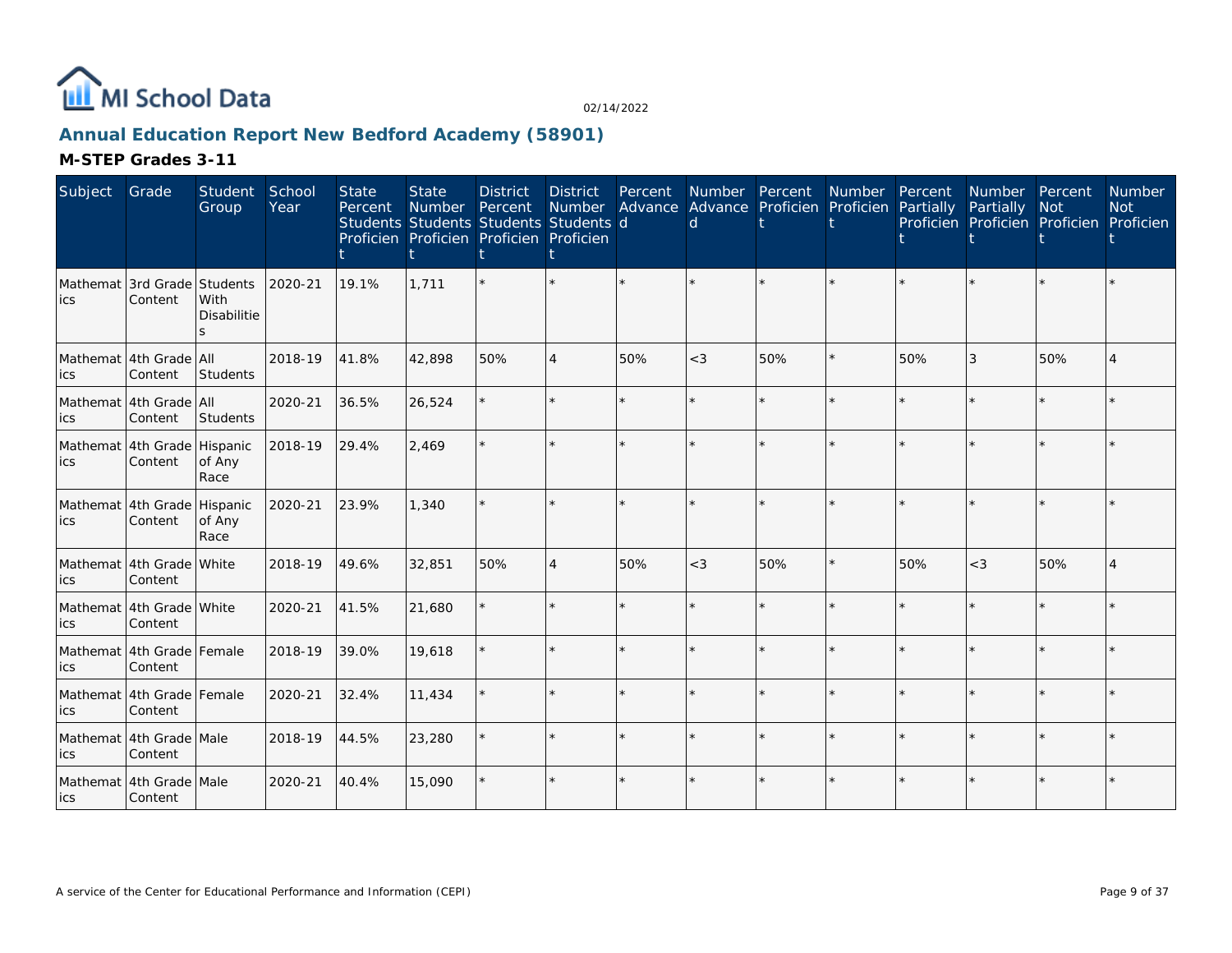# MI School Data

02/14/2022

## Annual Education Report New Bedford Academy (58901)

### M-STEP Grades 3-11

| Subject | Grade | Student Group | School Year | State Percent Students Proficient | State Number Students Proficient | District Percent Students Proficient | District Number Students Proficient | Percent Advanced | Number Advanced | Percent Proficient | Number Proficient | Percent Partially Proficient | Number Partially Proficient | Percent Not Proficient | Number Not Proficient |
|---|---|---|---|---|---|---|---|---|---|---|---|---|---|---|---|
| Mathematics | 3rd Grade Content | Students With Disabilities | 2020-21 | 19.1% | 1,711 | * | * | * | * | * | * | * | * | * | * |
| Mathematics | 4th Grade Content | All Students | 2018-19 | 41.8% | 42,898 | 50% | 4 | 50% | <3 | 50% | * | 50% | 3 | 50% | 4 |
| Mathematics | 4th Grade Content | All Students | 2020-21 | 36.5% | 26,524 | * | * | * | * | * | * | * | * | * | * |
| Mathematics | 4th Grade Content | Hispanic of Any Race | 2018-19 | 29.4% | 2,469 | * | * | * | * | * | * | * | * | * | * |
| Mathematics | 4th Grade Content | Hispanic of Any Race | 2020-21 | 23.9% | 1,340 | * | * | * | * | * | * | * | * | * | * |
| Mathematics | 4th Grade Content | White | 2018-19 | 49.6% | 32,851 | 50% | 4 | 50% | <3 | 50% | * | 50% | <3 | 50% | 4 |
| Mathematics | 4th Grade Content | White | 2020-21 | 41.5% | 21,680 | * | * | * | * | * | * | * | * | * | * |
| Mathematics | 4th Grade Content | Female | 2018-19 | 39.0% | 19,618 | * | * | * | * | * | * | * | * | * | * |
| Mathematics | 4th Grade Content | Female | 2020-21 | 32.4% | 11,434 | * | * | * | * | * | * | * | * | * | * |
| Mathematics | 4th Grade Content | Male | 2018-19 | 44.5% | 23,280 | * | * | * | * | * | * | * | * | * | * |
| Mathematics | 4th Grade Content | Male | 2020-21 | 40.4% | 15,090 | * | * | * | * | * | * | * | * | * | * |

A service of the Center for Educational Performance and Information (CEPI)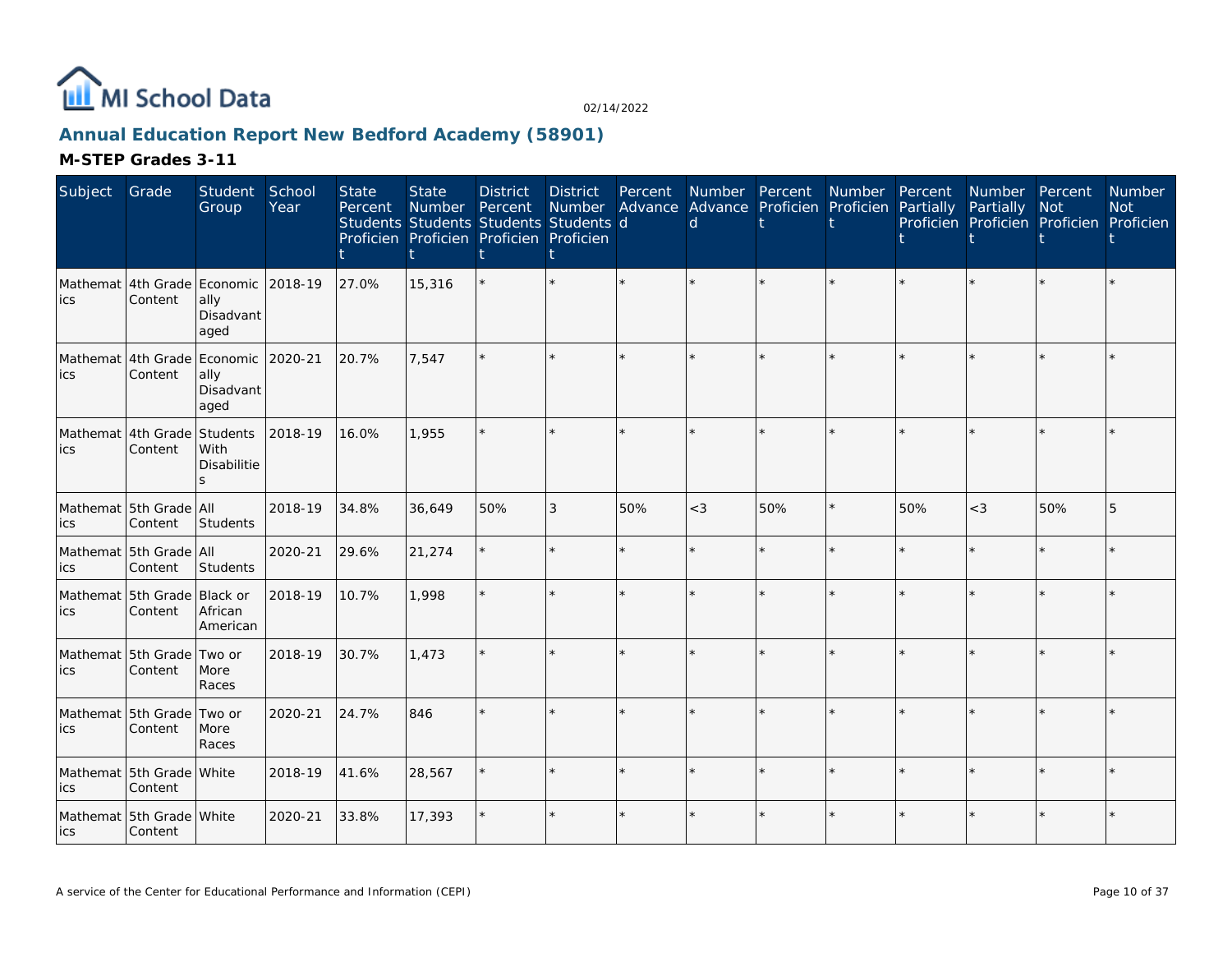## Annual Education Report New Bedford Academy (58901)

### M-STEP Grades 3-11

| Subject | Grade | Student Group | School Year | State Percent Students Proficient | State Number Students Proficient | District Percent Students Proficient | District Number Students Proficient | Percent Advanced | Number Advanced | Percent Proficient | Number Proficient | Percent Partially Proficient | Number Partially Proficient | Percent Not Proficient | Number Not Proficient |
|---|---|---|---|---|---|---|---|---|---|---|---|---|---|---|---|
| Mathematics | 4th Grade Content | Economically Disadvantaged | 2018-19 | 27.0% | 15,316 | * | * | * | * | * | * | * | * | * | * |
| Mathematics | 4th Grade Content | Economically Disadvantaged | 2020-21 | 20.7% | 7,547 | * | * | * | * | * | * | * | * | * | * |
| Mathematics | 4th Grade Content | Students With Disabilities | 2018-19 | 16.0% | 1,955 | * | * | * | * | * | * | * | * | * | * |
| Mathematics | 5th Grade Content | All Students | 2018-19 | 34.8% | 36,649 | 50% | 3 | 50% | <3 | 50% | * | 50% | <3 | 50% | 5 |
| Mathematics | 5th Grade Content | All Students | 2020-21 | 29.6% | 21,274 | * | * | * | * | * | * | * | * | * | * |
| Mathematics | 5th Grade Content | Black or African American | 2018-19 | 10.7% | 1,998 | * | * | * | * | * | * | * | * | * | * |
| Mathematics | 5th Grade Content | Two or More Races | 2018-19 | 30.7% | 1,473 | * | * | * | * | * | * | * | * | * | * |
| Mathematics | 5th Grade Content | Two or More Races | 2020-21 | 24.7% | 846 | * | * | * | * | * | * | * | * | * | * |
| Mathematics | 5th Grade Content | White | 2018-19 | 41.6% | 28,567 | * | * | * | * | * | * | * | * | * | * |
| Mathematics | 5th Grade Content | White | 2020-21 | 33.8% | 17,393 | * | * | * | * | * | * | * | * | * | * |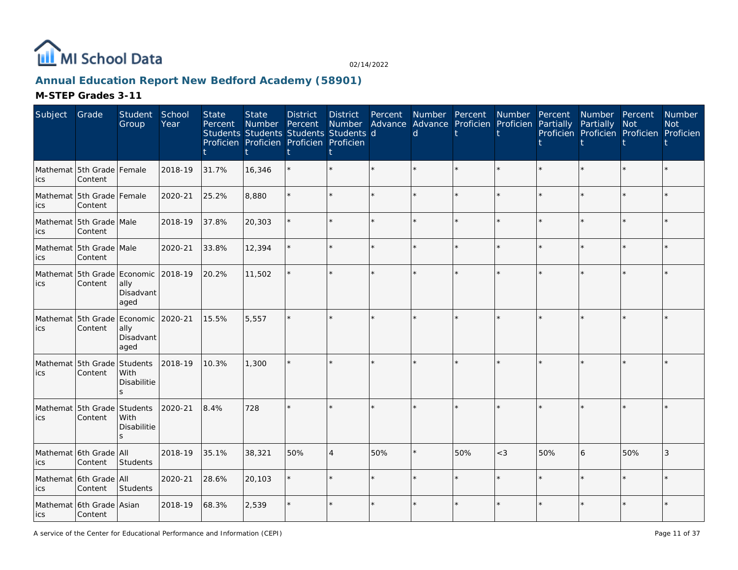MI School Data

02/14/2022

## Annual Education Report New Bedford Academy (58901)

### M-STEP Grades 3-11

| Subject | Grade | Student Group | School Year | State Percent Students Proficient | State Number Students Proficient | District Percent Students Proficient | District Number Students Proficient | Percent Advanced | Number Advanced | Percent Proficient | Number Proficient | Percent Partially Proficient | Number Partially Proficient | Percent Not Proficient | Number Not Proficient |
|---|---|---|---|---|---|---|---|---|---|---|---|---|---|---|---|
| Mathematics | 5th Grade Content | Female | 2018-19 | 31.7% | 16,346 | * | * | * | * | * | * | * | * | * | * |
| Mathematics | 5th Grade Content | Female | 2020-21 | 25.2% | 8,880 | * | * | * | * | * | * | * | * | * | * |
| Mathematics | 5th Grade Content | Male | 2018-19 | 37.8% | 20,303 | * | * | * | * | * | * | * | * | * | * |
| Mathematics | 5th Grade Content | Male | 2020-21 | 33.8% | 12,394 | * | * | * | * | * | * | * | * | * | * |
| Mathematics | 5th Grade Content | Economically Disadvantaged | 2018-19 | 20.2% | 11,502 | * | * | * | * | * | * | * | * | * | * |
| Mathematics | 5th Grade Content | Economically Disadvantaged | 2020-21 | 15.5% | 5,557 | * | * | * | * | * | * | * | * | * | * |
| Mathematics | 5th Grade Content | Students With Disabilities | 2018-19 | 10.3% | 1,300 | * | * | * | * | * | * | * | * | * | * |
| Mathematics | 5th Grade Content | Students With Disabilities | 2020-21 | 8.4% | 728 | * | * | * | * | * | * | * | * | * | * |
| Mathematics | 6th Grade Content | All Students | 2018-19 | 35.1% | 38,321 | 50% | 4 | 50% | * | 50% | <3 | 50% | 6 | 50% | 3 |
| Mathematics | 6th Grade Content | All Students | 2020-21 | 28.6% | 20,103 | * | * | * | * | * | * | * | * | * | * |
| Mathematics | 6th Grade Content | Asian | 2018-19 | 68.3% | 2,539 | * | * | * | * | * | * | * | * | * | * |

A service of the Center for Educational Performance and Information (CEPI)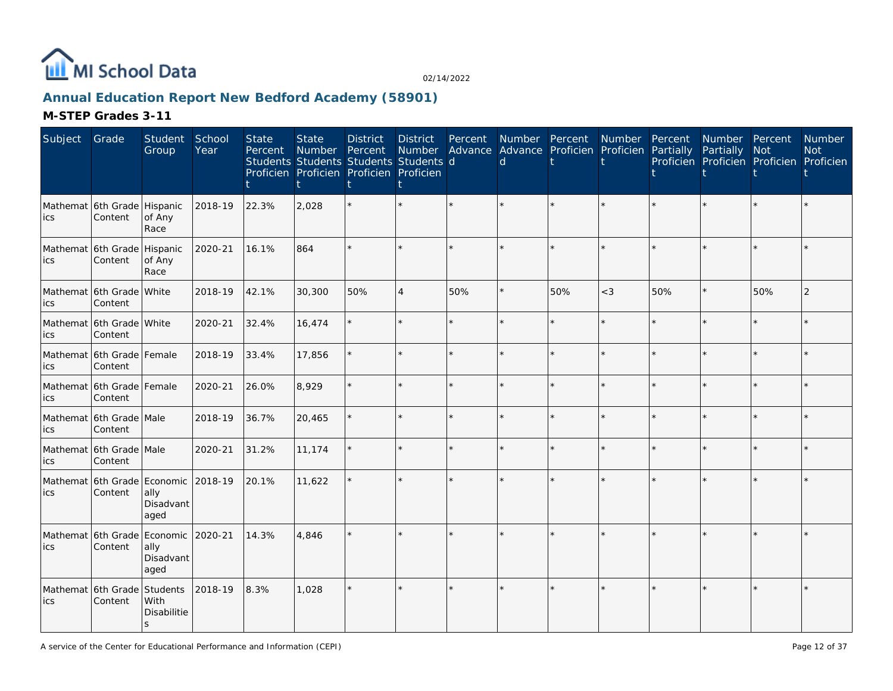MI School Data

02/14/2022

## Annual Education Report New Bedford Academy (58901)

### M-STEP Grades 3-11

| Subject | Grade | Student Group | School Year | State Percent Students Proficient | State Number Students Proficient | District Percent Students Proficient | District Number Students Proficient | Percent Advanced | Number Advanced | Percent Proficient | Number Proficient | Percent Partially Proficient | Number Partially Proficient | Percent Not Proficient | Number Not Proficient |
|---|---|---|---|---|---|---|---|---|---|---|---|---|---|---|---|
| Mathematics | 6th Grade Content | Hispanic of Any Race | 2018-19 | 22.3% | 2,028 | * | * | * | * | * | * | * | * | * | * |
| Mathematics | 6th Grade Content | Hispanic of Any Race | 2020-21 | 16.1% | 864 | * | * | * | * | * | * | * | * | * | * |
| Mathematics | 6th Grade Content | White | 2018-19 | 42.1% | 30,300 | 50% | 4 | 50% | * | 50% | <3 | 50% | * | 50% | 2 |
| Mathematics | 6th Grade Content | White | 2020-21 | 32.4% | 16,474 | * | * | * | * | * | * | * | * | * | * |
| Mathematics | 6th Grade Content | Female | 2018-19 | 33.4% | 17,856 | * | * | * | * | * | * | * | * | * | * |
| Mathematics | 6th Grade Content | Female | 2020-21 | 26.0% | 8,929 | * | * | * | * | * | * | * | * | * | * |
| Mathematics | 6th Grade Content | Male | 2018-19 | 36.7% | 20,465 | * | * | * | * | * | * | * | * | * | * |
| Mathematics | 6th Grade Content | Male | 2020-21 | 31.2% | 11,174 | * | * | * | * | * | * | * | * | * | * |
| Mathematics | 6th Grade Content | Economically Disadvantaged | 2018-19 | 20.1% | 11,622 | * | * | * | * | * | * | * | * | * | * |
| Mathematics | 6th Grade Content | Economically Disadvantaged | 2020-21 | 14.3% | 4,846 | * | * | * | * | * | * | * | * | * | * |
| Mathematics | 6th Grade Content | Students With Disabilities | 2018-19 | 8.3% | 1,028 | * | * | * | * | * | * | * | * | * | * |

A service of the Center for Educational Performance and Information (CEPI)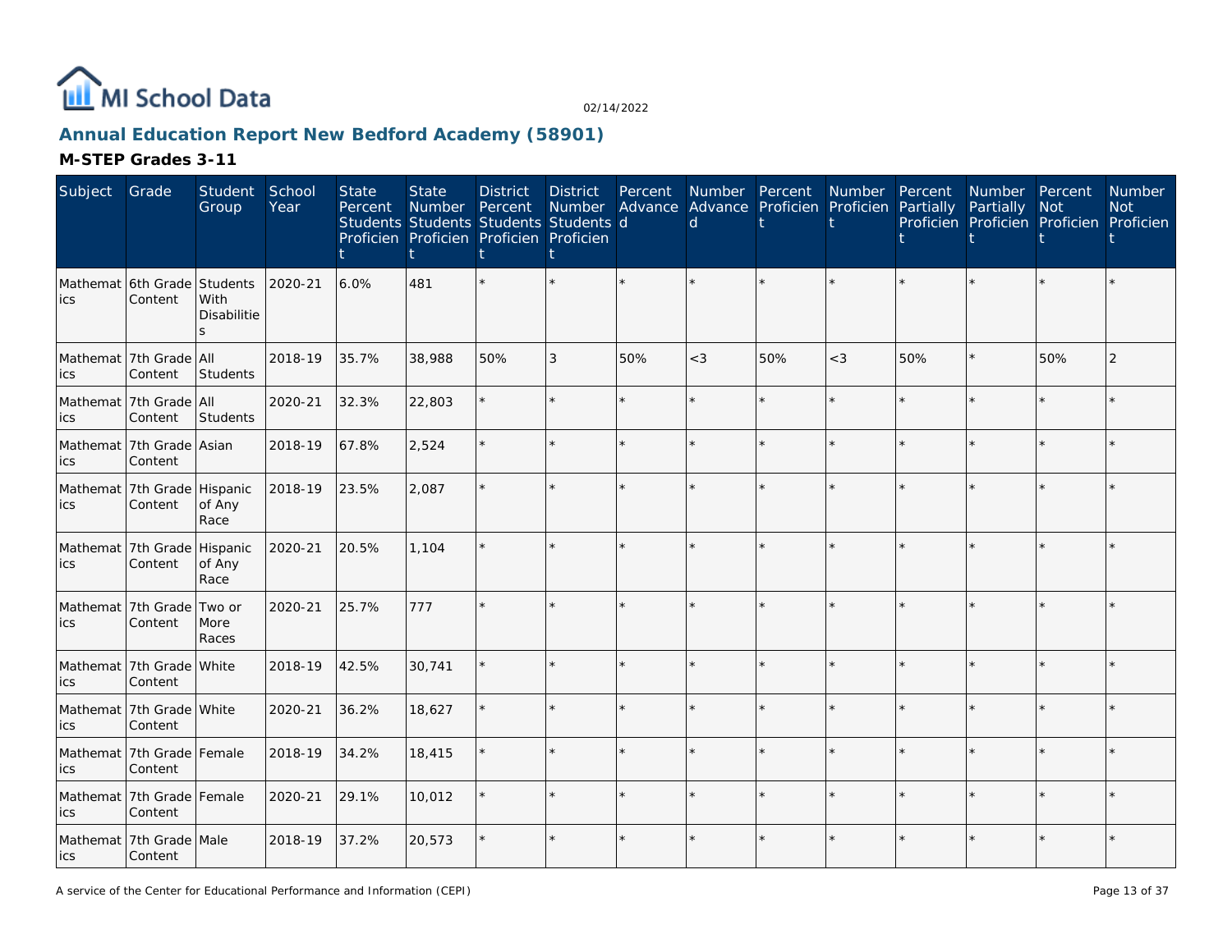## Annual Education Report New Bedford Academy (58901)

### M-STEP Grades 3-11

| Subject | Grade | Student Group | School Year | State Percent Students Proficient | State Number Students Proficient | District Percent Students Proficient | District Number Students Proficient | Percent Advanced | Number Advanced | Percent Proficient | Number Proficient | Percent Partially Proficient | Number Partially Proficient | Percent Not Proficient | Number Not Proficient |
|---|---|---|---|---|---|---|---|---|---|---|---|---|---|---|---|
| Mathematics | 6th Grade Content | Students With Disabilities | 2020-21 | 6.0% | 481 | * | * | * | * | * | * | * | * | * | * |
| Mathematics | 7th Grade Content | All Students | 2018-19 | 35.7% | 38,988 | 50% | 3 | 50% | <3 | 50% | <3 | 50% | * | 50% | 2 |
| Mathematics | 7th Grade Content | All Students | 2020-21 | 32.3% | 22,803 | * | * | * | * | * | * | * | * | * | * |
| Mathematics | 7th Grade Content | Asian | 2018-19 | 67.8% | 2,524 | * | * | * | * | * | * | * | * | * | * |
| Mathematics | 7th Grade Content | Hispanic of Any Race | 2018-19 | 23.5% | 2,087 | * | * | * | * | * | * | * | * | * | * |
| Mathematics | 7th Grade Content | Hispanic of Any Race | 2020-21 | 20.5% | 1,104 | * | * | * | * | * | * | * | * | * | * |
| Mathematics | 7th Grade Content | Two or More Races | 2020-21 | 25.7% | 777 | * | * | * | * | * | * | * | * | * | * |
| Mathematics | 7th Grade Content | White | 2018-19 | 42.5% | 30,741 | * | * | * | * | * | * | * | * | * | * |
| Mathematics | 7th Grade Content | White | 2020-21 | 36.2% | 18,627 | * | * | * | * | * | * | * | * | * | * |
| Mathematics | 7th Grade Content | Female | 2018-19 | 34.2% | 18,415 | * | * | * | * | * | * | * | * | * | * |
| Mathematics | 7th Grade Content | Female | 2020-21 | 29.1% | 10,012 | * | * | * | * | * | * | * | * | * | * |
| Mathematics | 7th Grade Content | Male | 2018-19 | 37.2% | 20,573 | * | * | * | * | * | * | * | * | * | * |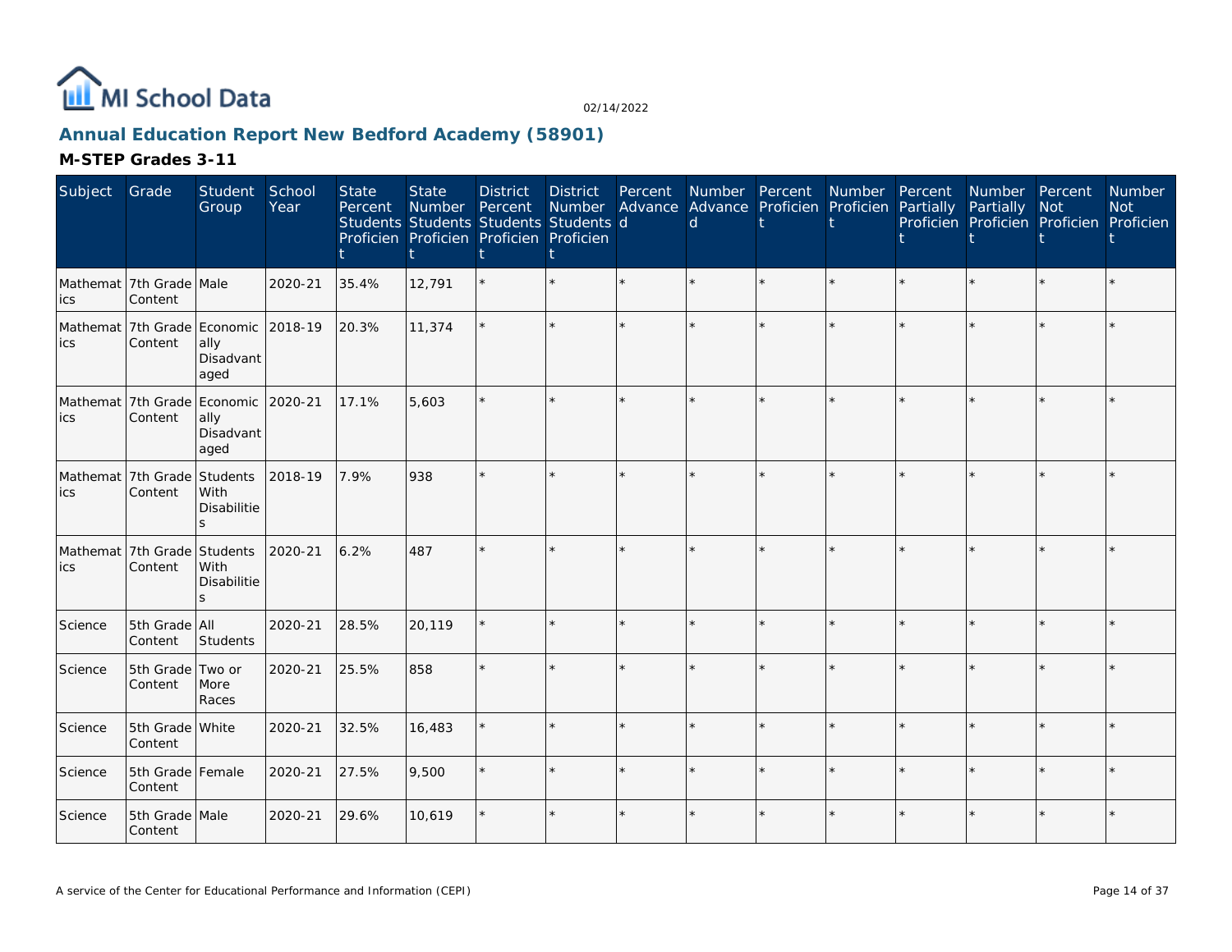MI School Data

02/14/2022

## Annual Education Report New Bedford Academy (58901)

### M-STEP Grades 3-11

| Subject | Grade | Student Group | School Year | State Percent Students Proficient | State Number Students Proficient | District Percent Students Proficient | District Number Students Proficient | Percent Advanced | Number Advanced | Percent Proficient | Number Proficient | Percent Partially Proficient | Number Partially Proficient | Percent Not Proficient | Number Not Proficient |
|---|---|---|---|---|---|---|---|---|---|---|---|---|---|---|---|
| Mathematics | 7th Grade Content | Male | 2020-21 | 35.4% | 12,791 | * | * | * | * | * | * | * | * | * | * |
| Mathematics | 7th Grade Content | Economically Disadvantaged | 2018-19 | 20.3% | 11,374 | * | * | * | * | * | * | * | * | * | * |
| Mathematics | 7th Grade Content | Economically Disadvantaged | 2020-21 | 17.1% | 5,603 | * | * | * | * | * | * | * | * | * | * |
| Mathematics | 7th Grade Content | Students With Disabilities | 2018-19 | 7.9% | 938 | * | * | * | * | * | * | * | * | * | * |
| Mathematics | 7th Grade Content | Students With Disabilities | 2020-21 | 6.2% | 487 | * | * | * | * | * | * | * | * | * | * |
| Science | 5th Grade Content | All Students | 2020-21 | 28.5% | 20,119 | * | * | * | * | * | * | * | * | * | * |
| Science | 5th Grade Content | Two or More Races | 2020-21 | 25.5% | 858 | * | * | * | * | * | * | * | * | * | * |
| Science | 5th Grade Content | White | 2020-21 | 32.5% | 16,483 | * | * | * | * | * | * | * | * | * | * |
| Science | 5th Grade Content | Female | 2020-21 | 27.5% | 9,500 | * | * | * | * | * | * | * | * | * | * |
| Science | 5th Grade Content | Male | 2020-21 | 29.6% | 10,619 | * | * | * | * | * | * | * | * | * | * |

A service of the Center for Educational Performance and Information (CEPI)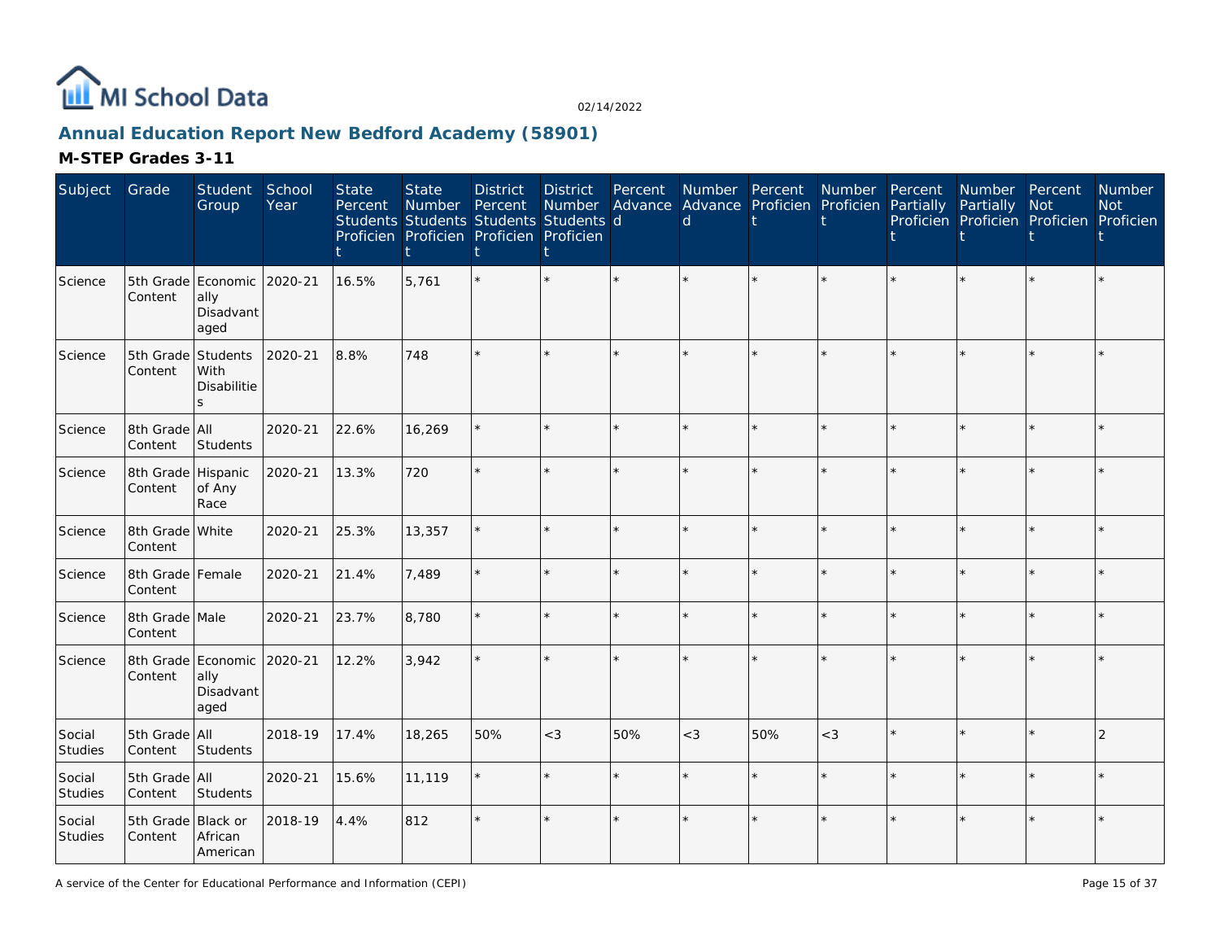# Annual Education Report New Bedford Academy (58901)

## M-STEP Grades 3-11

| Subject | Grade | Student Group | School Year | State Percent Students Proficient | State Number Students Proficient | District Percent Students Proficient | District Number Students Proficient | Percent Advanced | Number Advanced | Percent Proficient | Number Proficient | Percent Partially Proficient | Number Partially Proficient | Percent Not Proficient | Number Not Proficient |
|---|---|---|---|---|---|---|---|---|---|---|---|---|---|---|---|
| Science | 5th Grade Content | Economically Disadvantaged | 2020-21 | 16.5% | 5,761 | * | * | * | * | * | * | * | * | * | * |
| Science | 5th Grade Content | Students With Disabilities | 2020-21 | 8.8% | 748 | * | * | * | * | * | * | * | * | * | * |
| Science | 8th Grade Content | All Students | 2020-21 | 22.6% | 16,269 | * | * | * | * | * | * | * | * | * | * |
| Science | 8th Grade Content | Hispanic of Any Race | 2020-21 | 13.3% | 720 | * | * | * | * | * | * | * | * | * | * |
| Science | 8th Grade Content | White | 2020-21 | 25.3% | 13,357 | * | * | * | * | * | * | * | * | * | * |
| Science | 8th Grade Content | Female | 2020-21 | 21.4% | 7,489 | * | * | * | * | * | * | * | * | * | * |
| Science | 8th Grade Content | Male | 2020-21 | 23.7% | 8,780 | * | * | * | * | * | * | * | * | * | * |
| Science | 8th Grade Content | Economically Disadvantaged | 2020-21 | 12.2% | 3,942 | * | * | * | * | * | * | * | * | * | * |
| Social Studies | 5th Grade Content | All Students | 2018-19 | 17.4% | 18,265 | 50% | <3 | 50% | <3 | 50% | <3 | * | * | * | 2 |
| Social Studies | 5th Grade Content | All Students | 2020-21 | 15.6% | 11,119 | * | * | * | * | * | * | * | * | * | * |
| Social Studies | 5th Grade Content | Black or African American | 2018-19 | 4.4% | 812 | * | * | * | * | * | * | * | * | * | * |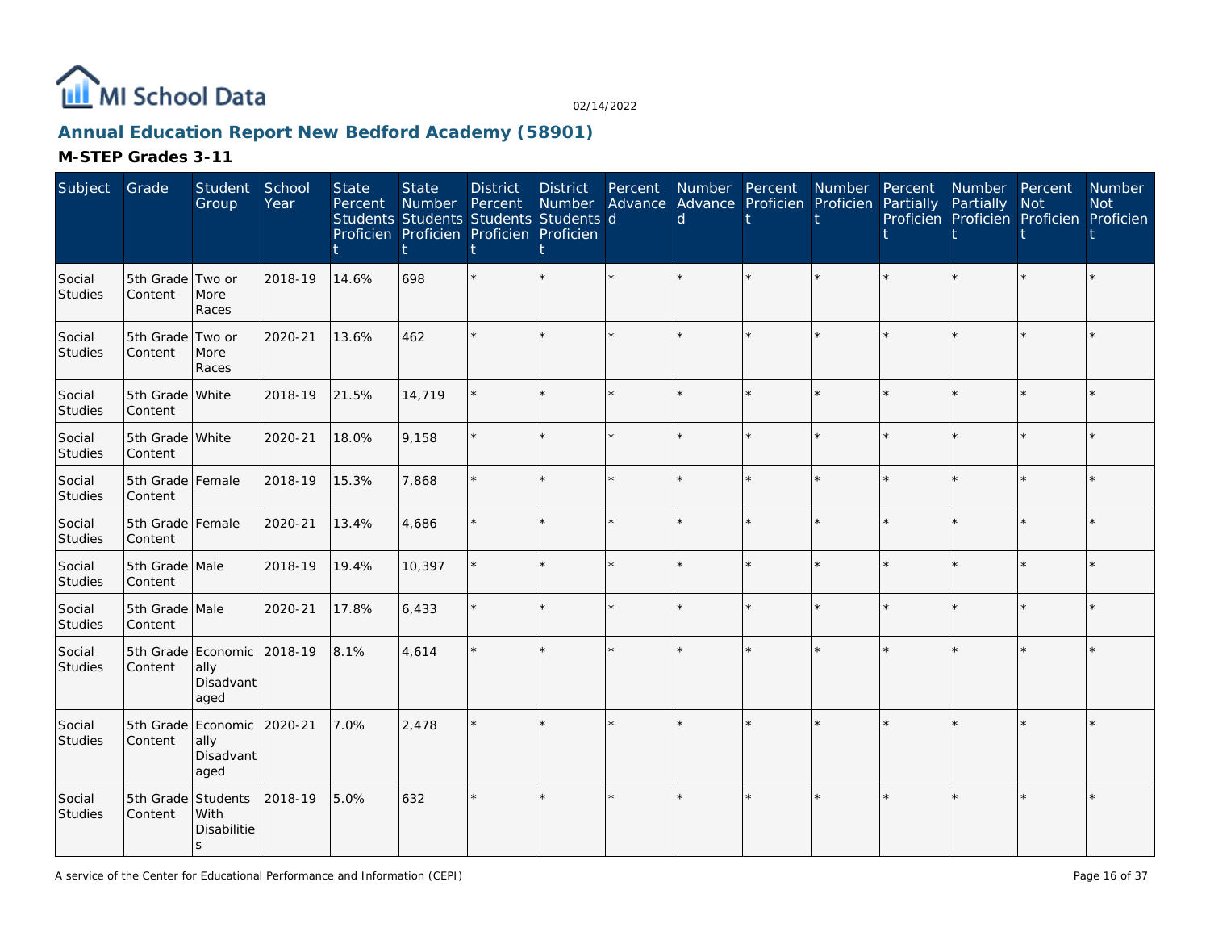# Annual Education Report New Bedford Academy (58901)

02/14/2022

## M-STEP Grades 3-11

| Subject | Grade | Student Group | School Year | State Percent Students Proficient | State Number Students Proficient | District Percent Students Proficient | District Number Students Proficient | Percent Advanced | Number Advanced | Percent Proficient | Number Proficient | Percent Partially Proficient | Number Partially Proficient | Percent Not Proficient | Number Not Proficient |
|---|---|---|---|---|---|---|---|---|---|---|---|---|---|---|---|
| Social Studies | 5th Grade Content | Two or More Races | 2018-19 | 14.6% | 698 | * | * | * | * | * | * | * | * | * | * |
| Social Studies | 5th Grade Content | Two or More Races | 2020-21 | 13.6% | 462 | * | * | * | * | * | * | * | * | * | * |
| Social Studies | 5th Grade Content | White | 2018-19 | 21.5% | 14,719 | * | * | * | * | * | * | * | * | * | * |
| Social Studies | 5th Grade Content | White | 2020-21 | 18.0% | 9,158 | * | * | * | * | * | * | * | * | * | * |
| Social Studies | 5th Grade Content | Female | 2018-19 | 15.3% | 7,868 | * | * | * | * | * | * | * | * | * | * |
| Social Studies | 5th Grade Content | Female | 2020-21 | 13.4% | 4,686 | * | * | * | * | * | * | * | * | * | * |
| Social Studies | 5th Grade Content | Male | 2018-19 | 19.4% | 10,397 | * | * | * | * | * | * | * | * | * | * |
| Social Studies | 5th Grade Content | Male | 2020-21 | 17.8% | 6,433 | * | * | * | * | * | * | * | * | * | * |
| Social Studies | 5th Grade Content | Economically Disadvantaged | 2018-19 | 8.1% | 4,614 | * | * | * | * | * | * | * | * | * | * |
| Social Studies | 5th Grade Content | Economically Disadvantaged | 2020-21 | 7.0% | 2,478 | * | * | * | * | * | * | * | * | * | * |
| Social Studies | 5th Grade Content | Students With Disabilities | 2018-19 | 5.0% | 632 | * | * | * | * | * | * | * | * | * | * |

A service of the Center for Educational Performance and Information (CEPI)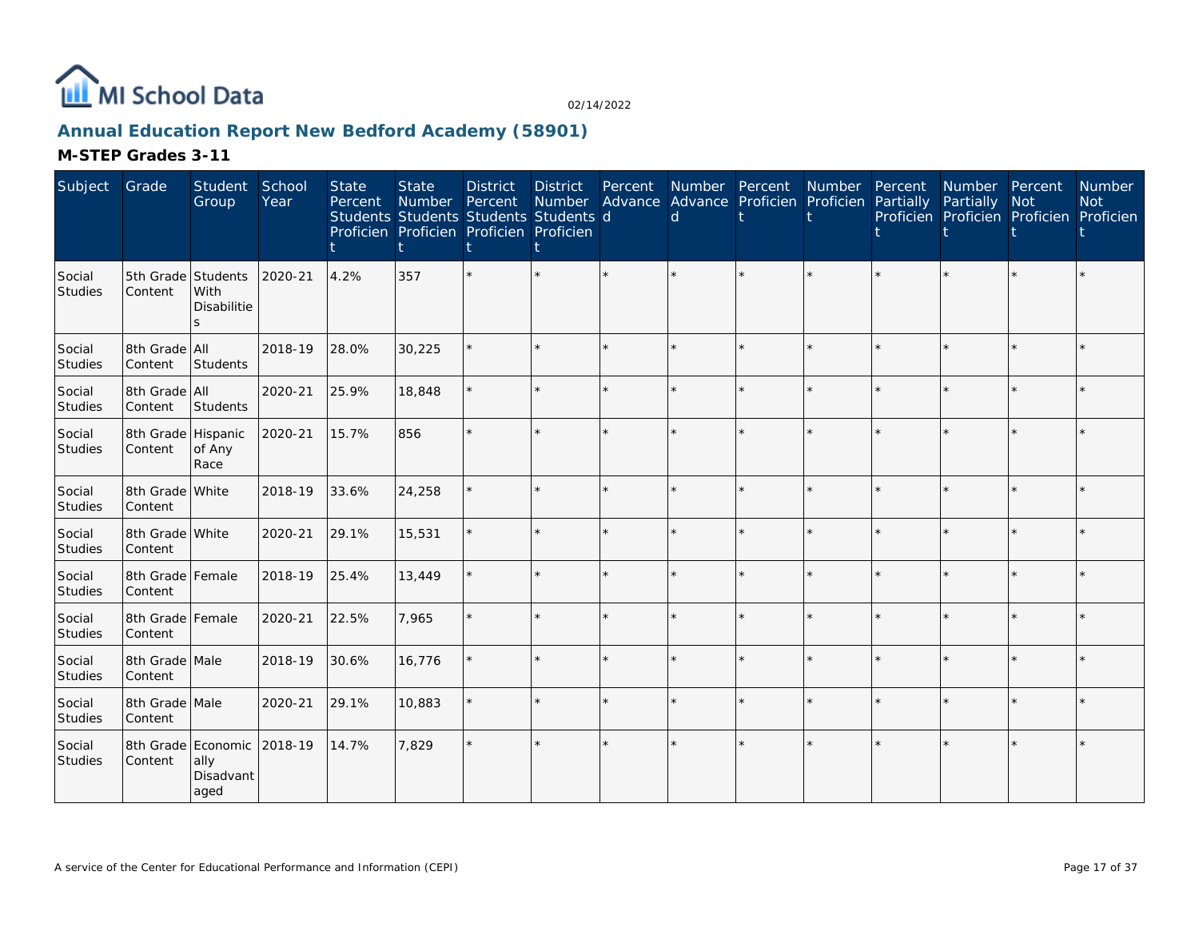MI School Data

02/14/2022

## Annual Education Report New Bedford Academy (58901)

### M-STEP Grades 3-11

| Subject | Grade | Student Group | School Year | State Percent Students Proficient | State Number Students Proficient | District Percent Students Proficient | District Number Students Proficient | Percent Advanced | Number Advanced | Percent Proficient | Number Proficient | Percent Partially Proficient | Number Partially Proficient | Percent Not Proficient | Number Not Proficient |
|---|---|---|---|---|---|---|---|---|---|---|---|---|---|---|---|
| Social Studies | 5th Grade Content | Students With Disabilities | 2020-21 | 4.2% | 357 | * | * | * | * | * | * | * | * | * | * |
| Social Studies | 8th Grade Content | All Students | 2018-19 | 28.0% | 30,225 | * | * | * | * | * | * | * | * | * | * |
| Social Studies | 8th Grade Content | All Students | 2020-21 | 25.9% | 18,848 | * | * | * | * | * | * | * | * | * | * |
| Social Studies | 8th Grade Content | Hispanic of Any Race | 2020-21 | 15.7% | 856 | * | * | * | * | * | * | * | * | * | * |
| Social Studies | 8th Grade Content | White | 2018-19 | 33.6% | 24,258 | * | * | * | * | * | * | * | * | * | * |
| Social Studies | 8th Grade Content | White | 2020-21 | 29.1% | 15,531 | * | * | * | * | * | * | * | * | * | * |
| Social Studies | 8th Grade Content | Female | 2018-19 | 25.4% | 13,449 | * | * | * | * | * | * | * | * | * | * |
| Social Studies | 8th Grade Content | Female | 2020-21 | 22.5% | 7,965 | * | * | * | * | * | * | * | * | * | * |
| Social Studies | 8th Grade Content | Male | 2018-19 | 30.6% | 16,776 | * | * | * | * | * | * | * | * | * | * |
| Social Studies | 8th Grade Content | Male | 2020-21 | 29.1% | 10,883 | * | * | * | * | * | * | * | * | * | * |
| Social Studies | 8th Grade Content | Economically Disadvantaged | 2018-19 | 14.7% | 7,829 | * | * | * | * | * | * | * | * | * | * |

A service of the Center for Educational Performance and Information (CEPI)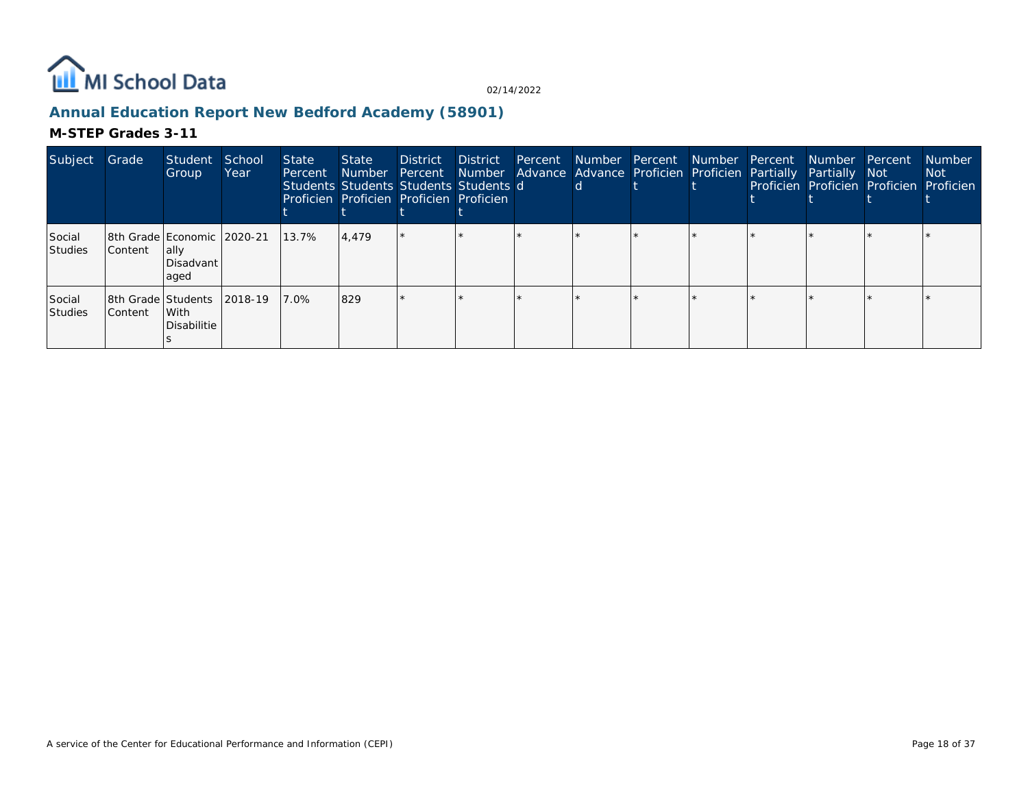## Annual Education Report New Bedford Academy (58901)

### M-STEP Grades 3-11

| Subject | Grade | Student Group | School Year | State Percent Students Proficient | State Number Students Proficient | District Percent Students Proficient | District Number Students Proficient | Percent Advanced | Number Advanced | Percent Proficient | Number Proficient | Percent Partially Proficient | Number Partially Proficient | Percent Not Proficient | Number Not Proficient |
|---|---|---|---|---|---|---|---|---|---|---|---|---|---|---|---|
| Social Studies | 8th Grade Content | Economically Disadvantaged | 2020-21 | 13.7% | 4,479 | * | * | * | * | * | * | * | * | * | * |
| Social Studies | 8th Grade Content | Students With Disabilities | 2018-19 | 7.0% | 829 | * | * | * | * | * | * | * | * | * | * |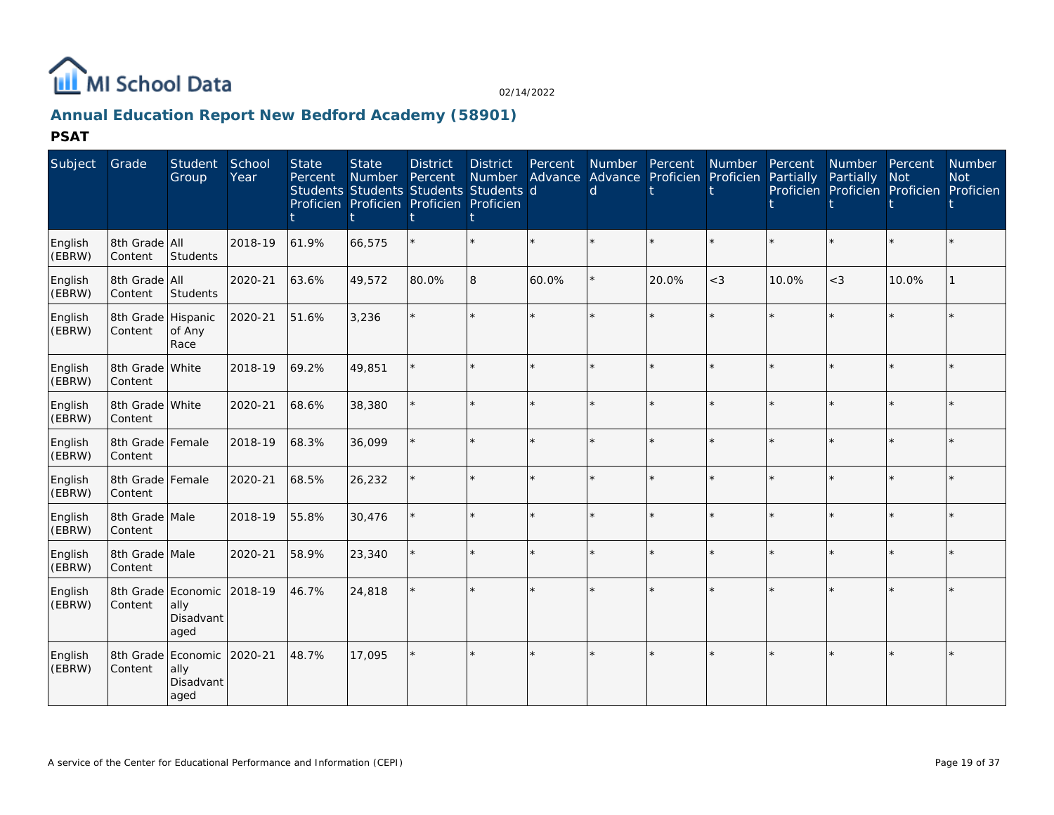MI School Data

02/14/2022

## Annual Education Report New Bedford Academy (58901)

### PSAT

| Subject | Grade | Student Group | School Year | State Percent Students Proficient | State Number Students Proficient | District Percent Students Proficient | District Number Students Proficient | Percent Advanced | Number Advanced | Percent Proficient | Number Proficient | Percent Partially Proficient | Number Partially Proficient | Percent Not Proficient | Number Not Proficient |
|---|---|---|---|---|---|---|---|---|---|---|---|---|---|---|---|
| English (EBRW) | 8th Grade Content | All Students | 2018-19 | 61.9% | 66,575 | * | * | * | * | * | * | * | * | * | * |
| English (EBRW) | 8th Grade Content | All Students | 2020-21 | 63.6% | 49,572 | 80.0% | 8 | 60.0% | * | 20.0% | <3 | 10.0% | <3 | 10.0% | 1 |
| English (EBRW) | 8th Grade Content | Hispanic of Any Race | 2020-21 | 51.6% | 3,236 | * | * | * | * | * | * | * | * | * | * |
| English (EBRW) | 8th Grade Content | White | 2018-19 | 69.2% | 49,851 | * | * | * | * | * | * | * | * | * | * |
| English (EBRW) | 8th Grade Content | White | 2020-21 | 68.6% | 38,380 | * | * | * | * | * | * | * | * | * | * |
| English (EBRW) | 8th Grade Content | Female | 2018-19 | 68.3% | 36,099 | * | * | * | * | * | * | * | * | * | * |
| English (EBRW) | 8th Grade Content | Female | 2020-21 | 68.5% | 26,232 | * | * | * | * | * | * | * | * | * | * |
| English (EBRW) | 8th Grade Content | Male | 2018-19 | 55.8% | 30,476 | * | * | * | * | * | * | * | * | * | * |
| English (EBRW) | 8th Grade Content | Male | 2020-21 | 58.9% | 23,340 | * | * | * | * | * | * | * | * | * | * |
| English (EBRW) | 8th Grade Content | Economically Disadvantaged | 2018-19 | 46.7% | 24,818 | * | * | * | * | * | * | * | * | * | * |
| English (EBRW) | 8th Grade Content | Economically Disadvantaged | 2020-21 | 48.7% | 17,095 | * | * | * | * | * | * | * | * | * | * |

A service of the Center for Educational Performance and Information (CEPI)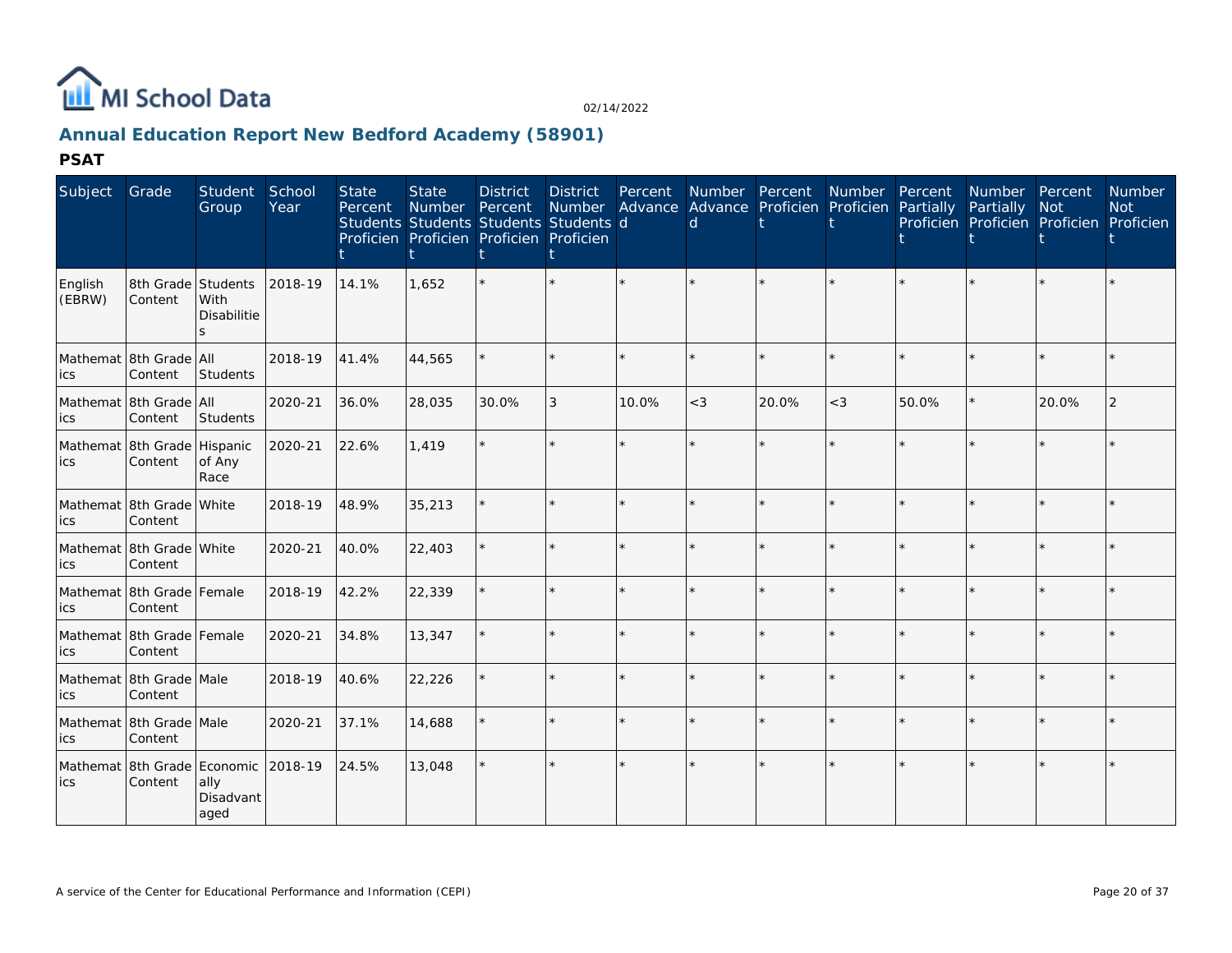MI School Data

02/14/2022

## Annual Education Report New Bedford Academy (58901)

### PSAT

| Subject | Grade | Student Group | School Year | State Percent Students Proficient | State Number Students Proficient | District Percent Students Proficient | District Number Students Proficient | Percent Advanced | Number Advanced | Percent Proficient | Number Proficient | Percent Partially Proficient | Number Partially Proficient | Percent Not Proficient | Number Not Proficient |
|---|---|---|---|---|---|---|---|---|---|---|---|---|---|---|---|
| English (EBRW) | 8th Grade Content | Students With Disabilities | 2018-19 | 14.1% | 1,652 | * | * | * | * | * | * | * | * | * | * |
| Mathematics | 8th Grade Content | All Students | 2018-19 | 41.4% | 44,565 | * | * | * | * | * | * | * | * | * | * |
| Mathematics | 8th Grade Content | All Students | 2020-21 | 36.0% | 28,035 | 30.0% | 3 | 10.0% | <3 | 20.0% | <3 | 50.0% | * | 20.0% | 2 |
| Mathematics | 8th Grade Content | Hispanic of Any Race | 2020-21 | 22.6% | 1,419 | * | * | * | * | * | * | * | * | * | * |
| Mathematics | 8th Grade Content | White | 2018-19 | 48.9% | 35,213 | * | * | * | * | * | * | * | * | * | * |
| Mathematics | 8th Grade Content | White | 2020-21 | 40.0% | 22,403 | * | * | * | * | * | * | * | * | * | * |
| Mathematics | 8th Grade Content | Female | 2018-19 | 42.2% | 22,339 | * | * | * | * | * | * | * | * | * | * |
| Mathematics | 8th Grade Content | Female | 2020-21 | 34.8% | 13,347 | * | * | * | * | * | * | * | * | * | * |
| Mathematics | 8th Grade Content | Male | 2018-19 | 40.6% | 22,226 | * | * | * | * | * | * | * | * | * | * |
| Mathematics | 8th Grade Content | Male | 2020-21 | 37.1% | 14,688 | * | * | * | * | * | * | * | * | * | * |
| Mathematics | 8th Grade Content | Economically Disadvantaged | 2018-19 | 24.5% | 13,048 | * | * | * | * | * | * | * | * | * | * |

A service of the Center for Educational Performance and Information (CEPI)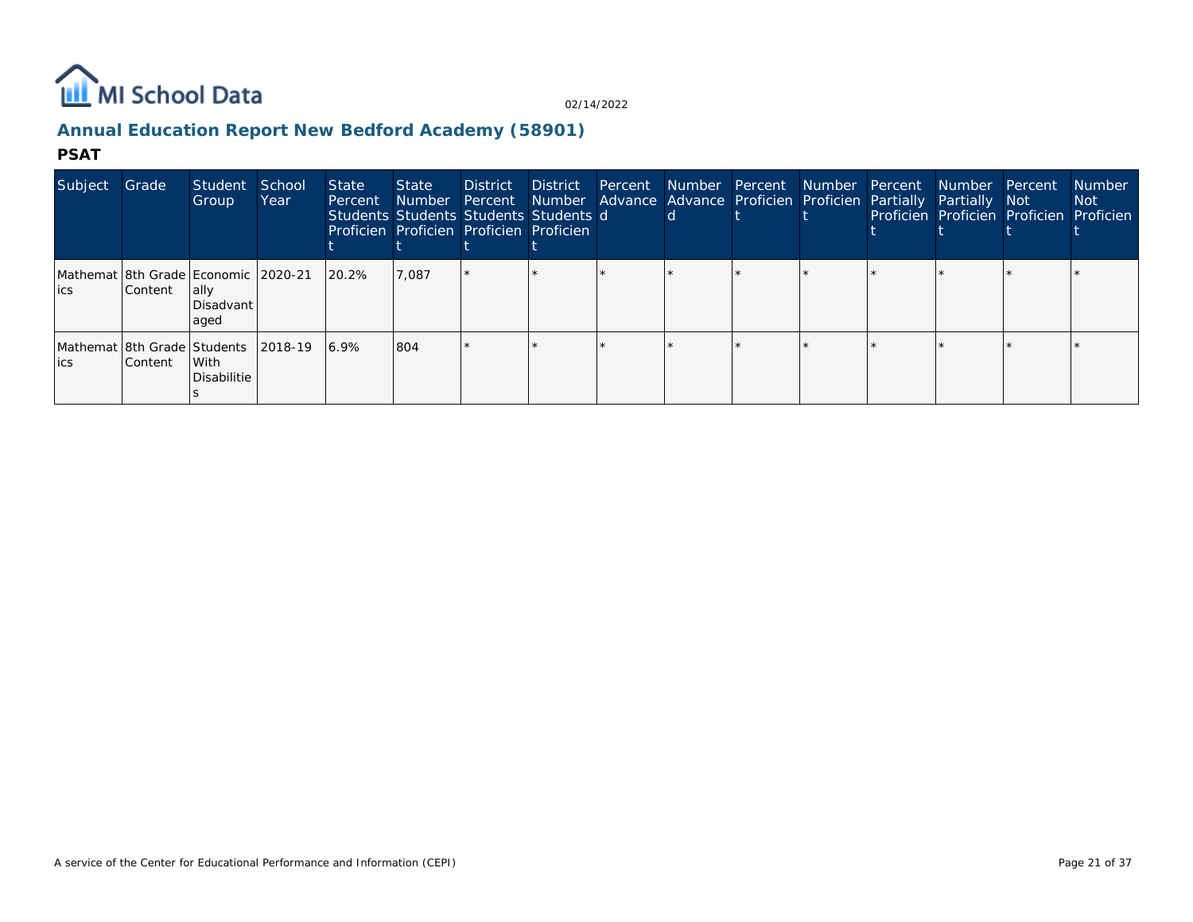MI School Data

02/14/2022

## Annual Education Report New Bedford Academy (58901)

### PSAT

| Subject | Grade | Student Group | School Year | State Percent Students Proficient | State Number Students Proficient | District Percent Students Proficient | District Number Students Proficient | Percent Advanced | Number Advanced | Percent Proficient | Number Proficient | Percent Partially Proficient | Number Partially Proficient | Percent Not Proficient | Number Not Proficient |
|---|---|---|---|---|---|---|---|---|---|---|---|---|---|---|---|
| Mathematics | 8th Grade Content | Economically Disadvantaged | 2020-21 | 20.2% | 7,087 | * | * | * | * | * | * | * | * | * | * |
| Mathematics | 8th Grade Content | Students With Disabilities | 2018-19 | 6.9% | 804 | * | * | * | * | * | * | * | * | * | * |

A service of the Center for Educational Performance and Information (CEPI)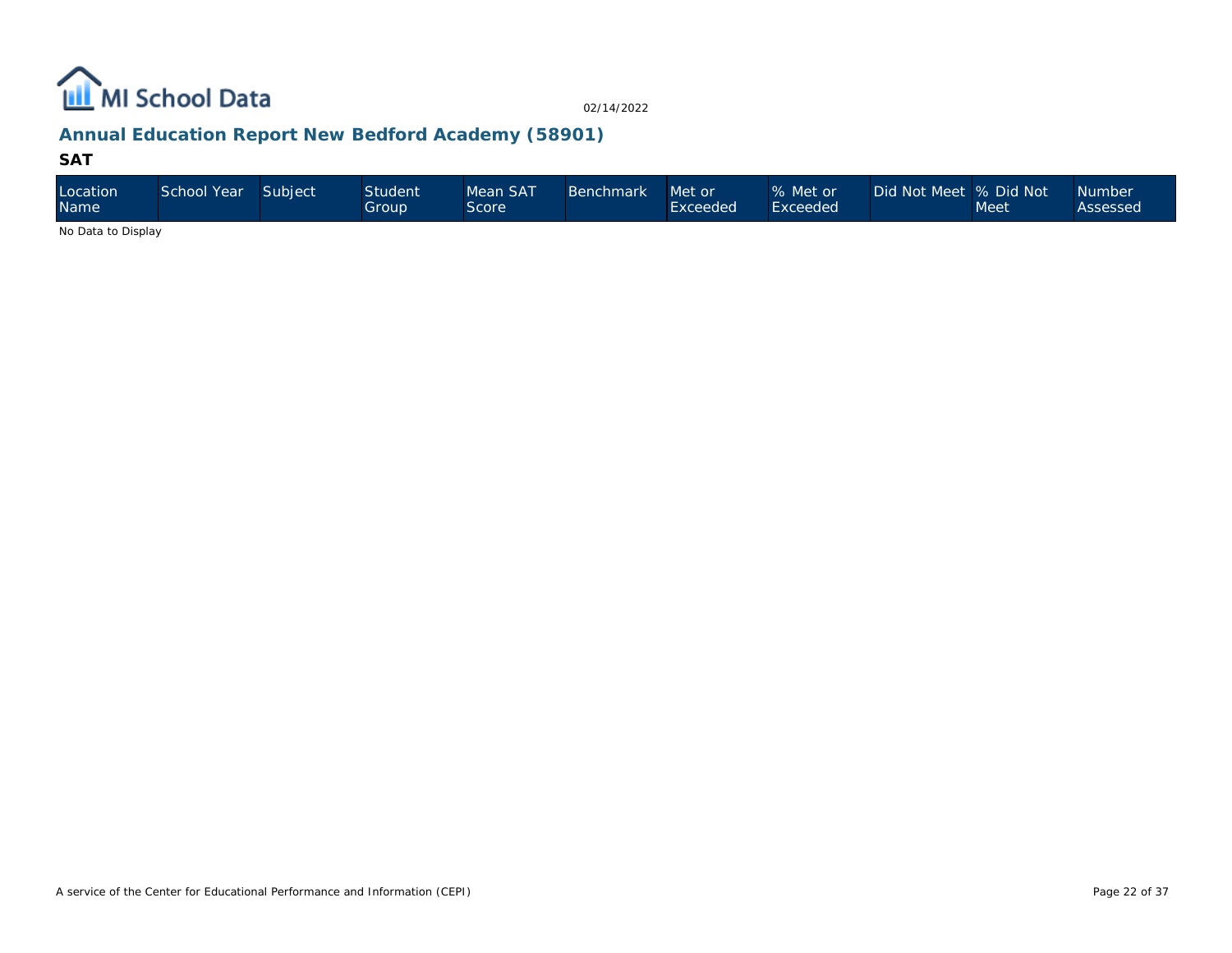## Annual Education Report New Bedford Academy (58901)

### SAT

| Location Name | School Year | Subject | Student Group | Mean SAT Score | Benchmark | Met or Exceeded | % Met or Exceeded | Did Not Meet | % Did Not Meet | Number Assessed |
|---|---|---|---|---|---|---|---|---|---|---|

No Data to Display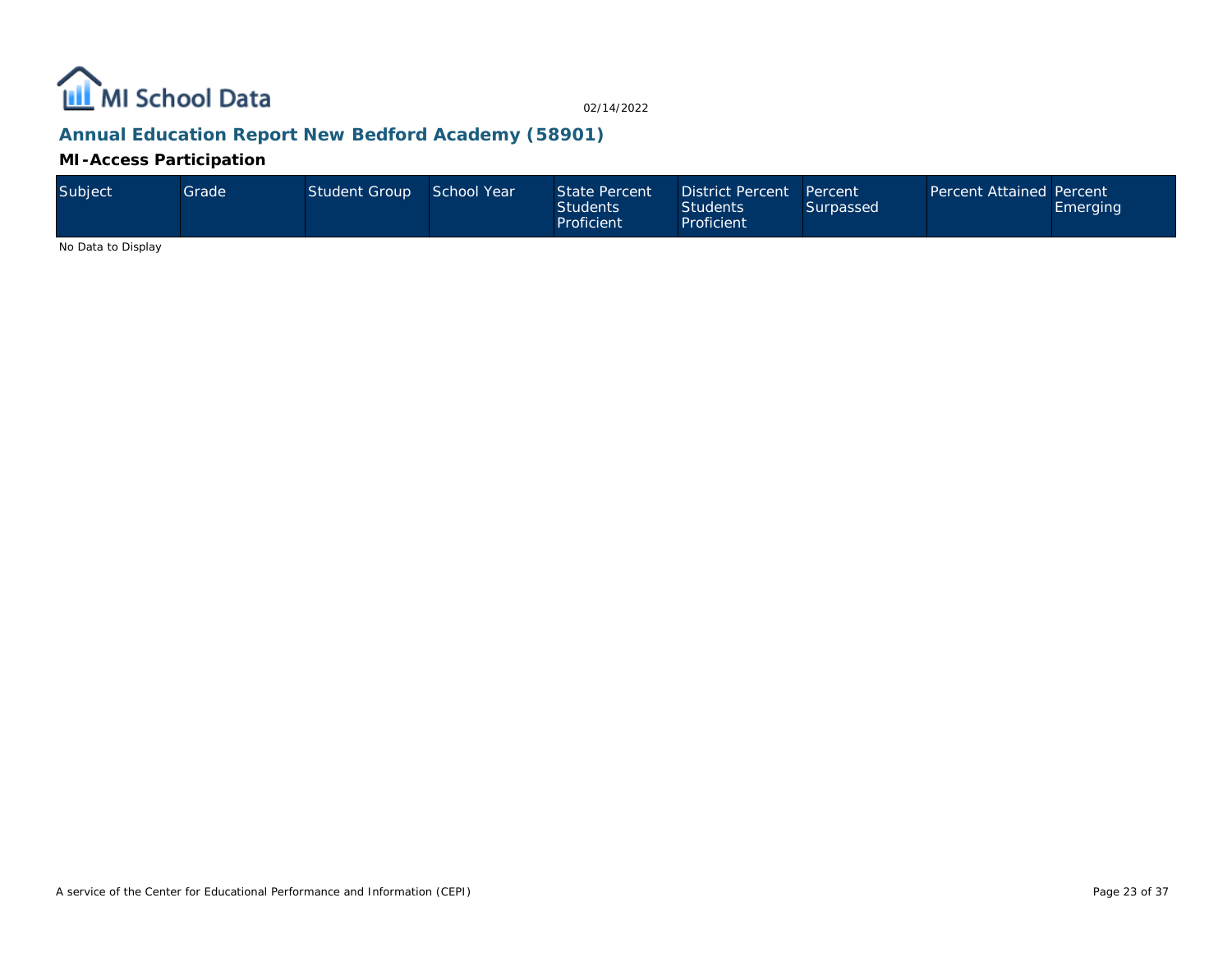## Annual Education Report New Bedford Academy (58901)

### MI-Access Participation

| Subject | Grade | Student Group | School Year | State Percent Students Proficient | District Percent Students Proficient | Percent Surpassed | Percent Attained | Percent Emerging |
|---|---|---|---|---|---|---|---|---|

No Data to Display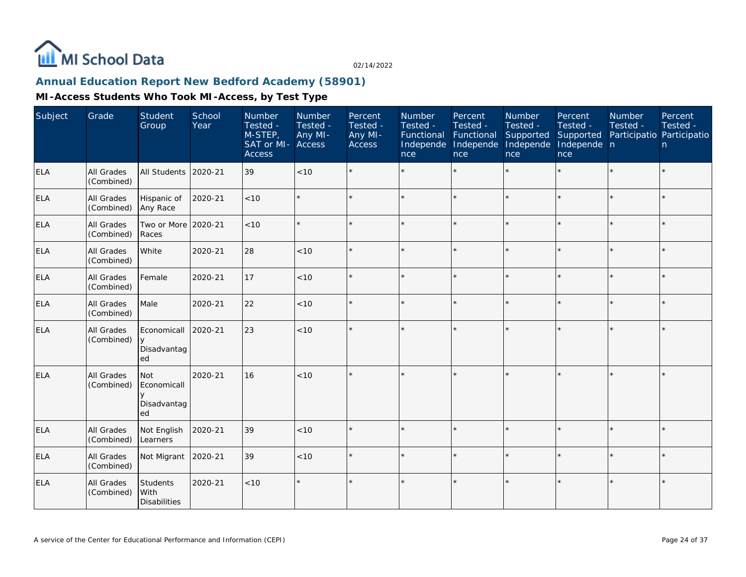MI School Data

02/14/2022

## Annual Education Report New Bedford Academy (58901)

### MI-Access Students Who Took MI-Access, by Test Type

| Subject | Grade | Student Group | School Year | Number Tested - M-STEP, SAT or MI-Access | Number Tested - Any MI-Access | Percent Tested - Any MI-Access | Number Tested - Functional Independence | Percent Tested - Functional Independence | Number Tested - Supported Independence | Percent Tested - Supported Independence | Number Tested - Participation | Percent Tested - Participation |
|---|---|---|---|---|---|---|---|---|---|---|---|---|
| ELA | All Grades (Combined) | All Students | 2020-21 | 39 | <10 | * | * | * | * | * | * | * |
| ELA | All Grades (Combined) | Hispanic of Any Race | 2020-21 | <10 | * | * | * | * | * | * | * | * |
| ELA | All Grades (Combined) | Two or More Races | 2020-21 | <10 | * | * | * | * | * | * | * | * |
| ELA | All Grades (Combined) | White | 2020-21 | 28 | <10 | * | * | * | * | * | * | * |
| ELA | All Grades (Combined) | Female | 2020-21 | 17 | <10 | * | * | * | * | * | * | * |
| ELA | All Grades (Combined) | Male | 2020-21 | 22 | <10 | * | * | * | * | * | * | * |
| ELA | All Grades (Combined) | Economically Disadvantaged | 2020-21 | 23 | <10 | * | * | * | * | * | * | * |
| ELA | All Grades (Combined) | Not Economically Disadvantaged | 2020-21 | 16 | <10 | * | * | * | * | * | * | * |
| ELA | All Grades (Combined) | Not English Learners | 2020-21 | 39 | <10 | * | * | * | * | * | * | * |
| ELA | All Grades (Combined) | Not Migrant | 2020-21 | 39 | <10 | * | * | * | * | * | * | * |
| ELA | All Grades (Combined) | Students With Disabilities | 2020-21 | <10 | * | * | * | * | * | * | * | * |

A service of the Center for Educational Performance and Information (CEPI)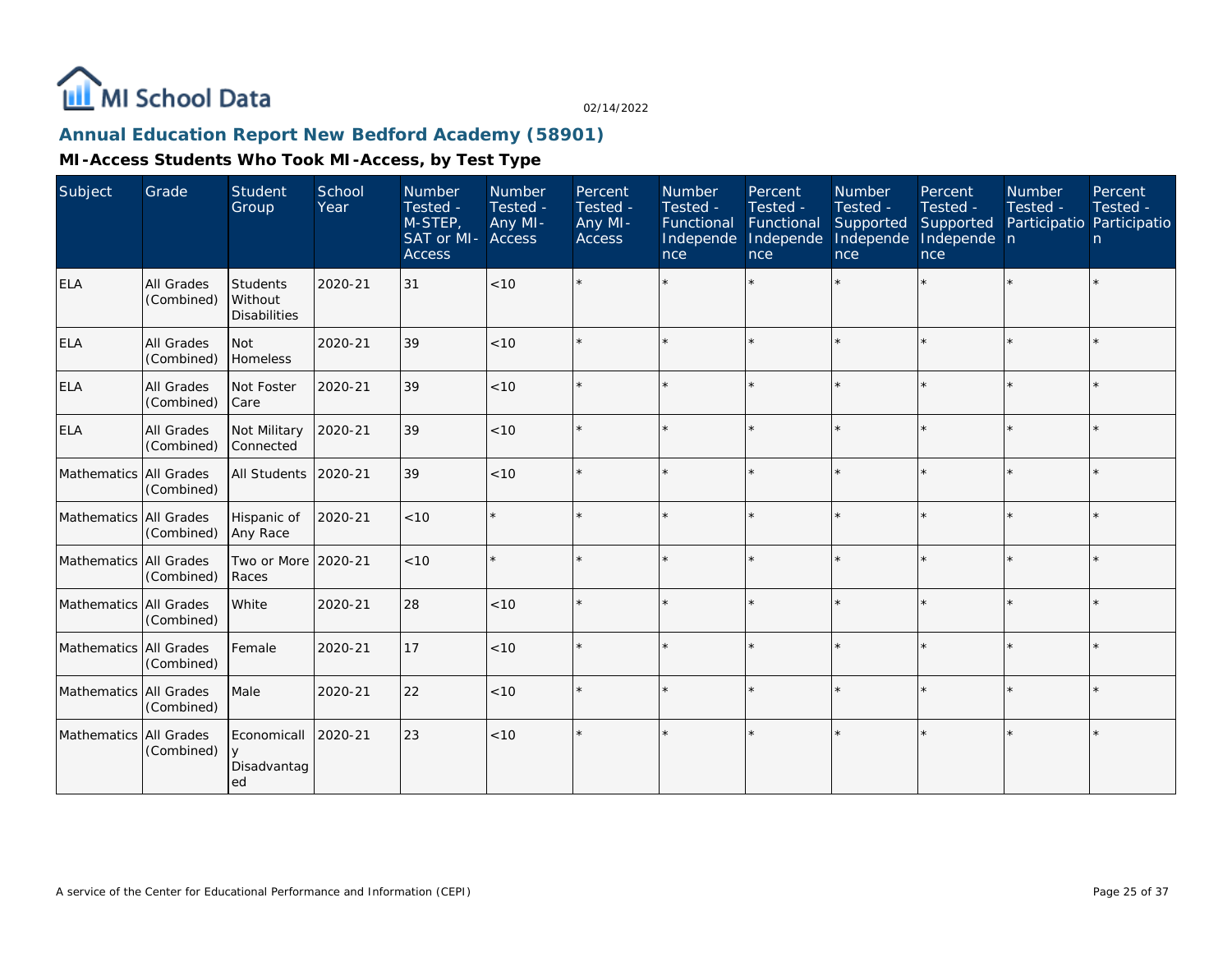MI School Data

02/14/2022

## Annual Education Report New Bedford Academy (58901)

### MI-Access Students Who Took MI-Access, by Test Type

| Subject | Grade | Student Group | School Year | Number Tested - M-STEP, SAT or MI-Access | Number Tested - Any MI-Access | Percent Tested - Any MI-Access | Number Tested - Functional Independence | Percent Tested - Functional Independence | Number Tested - Supported Independence | Percent Tested - Supported Independence | Number Tested - Participation | Percent Tested - Participation |
|---|---|---|---|---|---|---|---|---|---|---|---|---|
| ELA | All Grades (Combined) | Students Without Disabilities | 2020-21 | 31 | <10 | * | * | * | * | * | * | * |
| ELA | All Grades (Combined) | Not Homeless | 2020-21 | 39 | <10 | * | * | * | * | * | * | * |
| ELA | All Grades (Combined) | Not Foster Care | 2020-21 | 39 | <10 | * | * | * | * | * | * | * |
| ELA | All Grades (Combined) | Not Military Connected | 2020-21 | 39 | <10 | * | * | * | * | * | * | * |
| Mathematics | All Grades (Combined) | All Students | 2020-21 | 39 | <10 | * | * | * | * | * | * | * |
| Mathematics | All Grades (Combined) | Hispanic of Any Race | 2020-21 | <10 | * | * | * | * | * | * | * | * |
| Mathematics | All Grades (Combined) | Two or More Races | 2020-21 | <10 | * | * | * | * | * | * | * | * |
| Mathematics | All Grades (Combined) | White | 2020-21 | 28 | <10 | * | * | * | * | * | * | * |
| Mathematics | All Grades (Combined) | Female | 2020-21 | 17 | <10 | * | * | * | * | * | * | * |
| Mathematics | All Grades (Combined) | Male | 2020-21 | 22 | <10 | * | * | * | * | * | * | * |
| Mathematics | All Grades (Combined) | Economically Disadvantaged | 2020-21 | 23 | <10 | * | * | * | * | * | * | * |

A service of the Center for Educational Performance and Information (CEPI)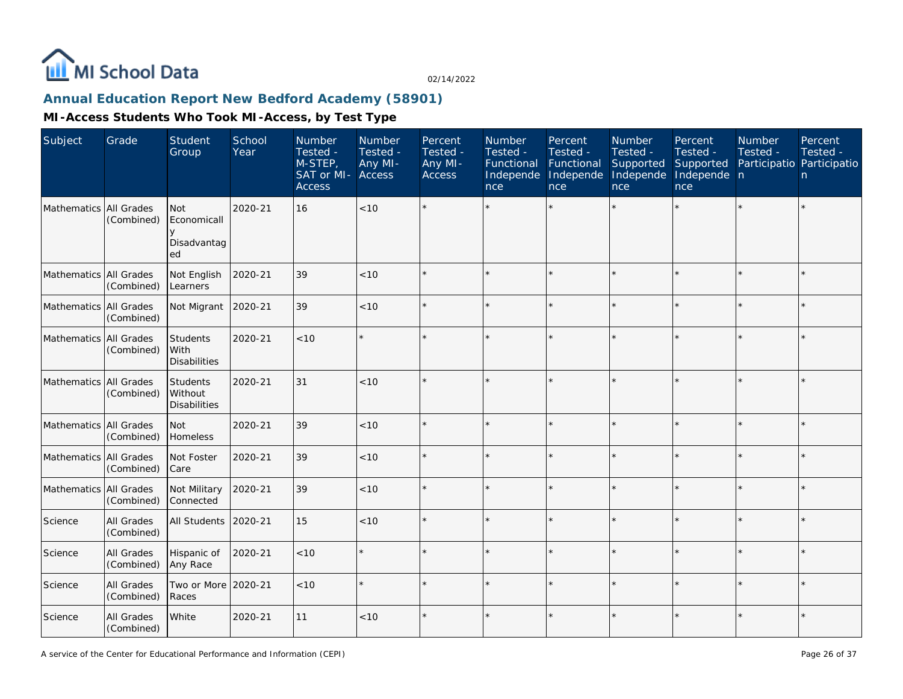## Annual Education Report New Bedford Academy (58901)

### MI-Access Students Who Took MI-Access, by Test Type

| Subject | Grade | Student Group | School Year | Number Tested - M-STEP, SAT or MI-Access | Number Tested - Any MI-Access | Percent Tested - Any MI-Access | Number Tested - Functional Independence | Percent Tested - Functional Independence | Number Tested - Supported Independence | Percent Tested - Supported Independence | Number Tested - Participation | Percent Tested - Participation |
|---|---|---|---|---|---|---|---|---|---|---|---|---|
| Mathematics | All Grades (Combined) | Not Economically Disadvantaged | 2020-21 | 16 | <10 | * | * | * | * | * | * | * |
| Mathematics | All Grades (Combined) | Not English Learners | 2020-21 | 39 | <10 | * | * | * | * | * | * | * |
| Mathematics | All Grades (Combined) | Not Migrant | 2020-21 | 39 | <10 | * | * | * | * | * | * | * |
| Mathematics | All Grades (Combined) | Students With Disabilities | 2020-21 | <10 | * | * | * | * | * | * | * | * |
| Mathematics | All Grades (Combined) | Students Without Disabilities | 2020-21 | 31 | <10 | * | * | * | * | * | * | * |
| Mathematics | All Grades (Combined) | Not Homeless | 2020-21 | 39 | <10 | * | * | * | * | * | * | * |
| Mathematics | All Grades (Combined) | Not Foster Care | 2020-21 | 39 | <10 | * | * | * | * | * | * | * |
| Mathematics | All Grades (Combined) | Not Military Connected | 2020-21 | 39 | <10 | * | * | * | * | * | * | * |
| Science | All Grades (Combined) | All Students | 2020-21 | 15 | <10 | * | * | * | * | * | * | * |
| Science | All Grades (Combined) | Hispanic of Any Race | 2020-21 | <10 | * | * | * | * | * | * | * | * |
| Science | All Grades (Combined) | Two or More Races | 2020-21 | <10 | * | * | * | * | * | * | * | * |
| Science | All Grades (Combined) | White | 2020-21 | 11 | <10 | * | * | * | * | * | * | * |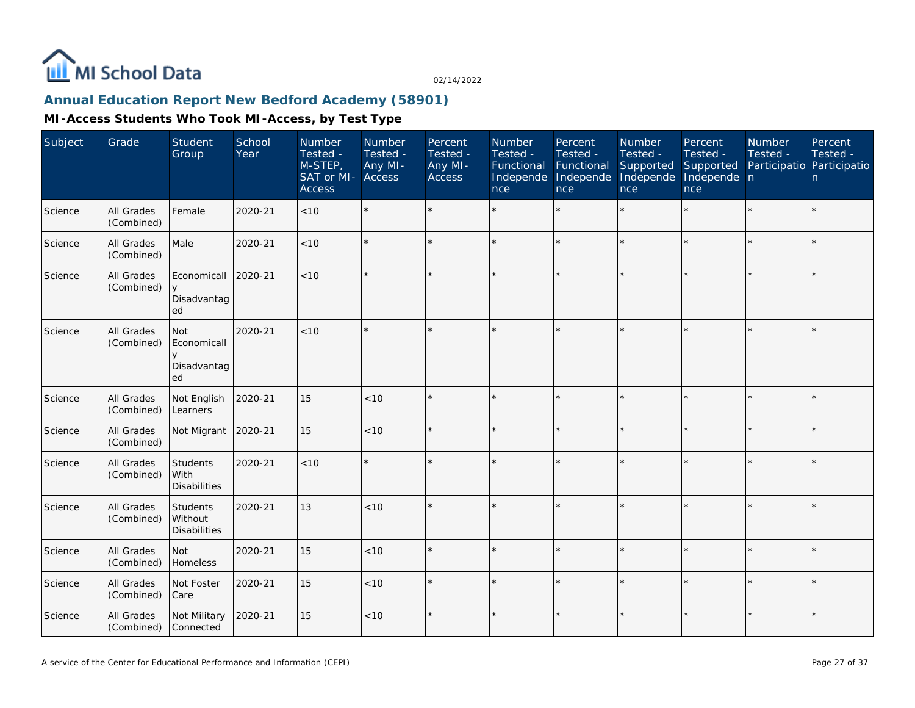## Annual Education Report New Bedford Academy (58901)

### MI-Access Students Who Took MI-Access, by Test Type

| Subject | Grade | Student Group | School Year | Number Tested - M-STEP, SAT or MI-Access | Number Tested - Any MI-Access | Percent Tested - Any MI-Access | Number Tested - Functional Independence | Percent Tested - Functional Independence | Number Tested - Supported Independence | Percent Tested - Supported Independence | Number Tested - Participation | Percent Tested - Participation |
|---|---|---|---|---|---|---|---|---|---|---|---|---|
| Science | All Grades (Combined) | Female | 2020-21 | <10 | * | * | * | * | * | * | * | * |
| Science | All Grades (Combined) | Male | 2020-21 | <10 | * | * | * | * | * | * | * | * |
| Science | All Grades (Combined) | Economically Disadvantaged | 2020-21 | <10 | * | * | * | * | * | * | * | * |
| Science | All Grades (Combined) | Not Economically Disadvantaged | 2020-21 | <10 | * | * | * | * | * | * | * | * |
| Science | All Grades (Combined) | Not English Learners | 2020-21 | 15 | <10 | * | * | * | * | * | * | * |
| Science | All Grades (Combined) | Not Migrant | 2020-21 | 15 | <10 | * | * | * | * | * | * | * |
| Science | All Grades (Combined) | Students With Disabilities | 2020-21 | <10 | * | * | * | * | * | * | * | * |
| Science | All Grades (Combined) | Students Without Disabilities | 2020-21 | 13 | <10 | * | * | * | * | * | * | * |
| Science | All Grades (Combined) | Not Homeless | 2020-21 | 15 | <10 | * | * | * | * | * | * | * |
| Science | All Grades (Combined) | Not Foster Care | 2020-21 | 15 | <10 | * | * | * | * | * | * | * |
| Science | All Grades (Combined) | Not Military Connected | 2020-21 | 15 | <10 | * | * | * | * | * | * | * |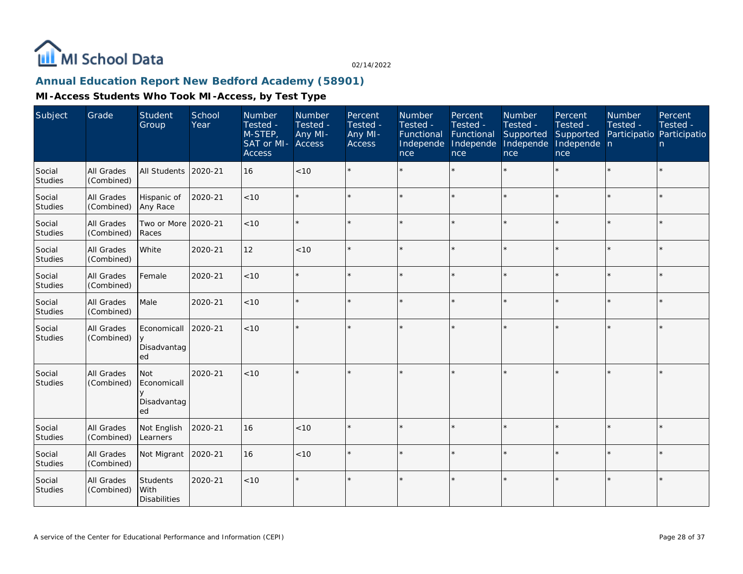MI School Data

02/14/2022

## Annual Education Report New Bedford Academy (58901)

### MI-Access Students Who Took MI-Access, by Test Type

| Subject | Grade | Student Group | School Year | Number Tested - M-STEP, SAT or MI-Access | Number Tested - Any MI-Access | Percent Tested - Any MI-Access | Number Tested - Functional Independence | Percent Tested - Functional Independence | Number Tested - Supported Independence | Percent Tested - Supported Independence | Number Tested - Participation | Percent Tested - Participation |
|---|---|---|---|---|---|---|---|---|---|---|---|---|
| Social Studies | All Grades (Combined) | All Students | 2020-21 | 16 | <10 | * | * | * | * | * | * | * |
| Social Studies | All Grades (Combined) | Hispanic of Any Race | 2020-21 | <10 | * | * | * | * | * | * | * | * |
| Social Studies | All Grades (Combined) | Two or More Races | 2020-21 | <10 | * | * | * | * | * | * | * | * |
| Social Studies | All Grades (Combined) | White | 2020-21 | 12 | <10 | * | * | * | * | * | * | * |
| Social Studies | All Grades (Combined) | Female | 2020-21 | <10 | * | * | * | * | * | * | * | * |
| Social Studies | All Grades (Combined) | Male | 2020-21 | <10 | * | * | * | * | * | * | * | * |
| Social Studies | All Grades (Combined) | Economically Disadvantaged | 2020-21 | <10 | * | * | * | * | * | * | * | * |
| Social Studies | All Grades (Combined) | Not Economically Disadvantaged | 2020-21 | <10 | * | * | * | * | * | * | * | * |
| Social Studies | All Grades (Combined) | Not English Learners | 2020-21 | 16 | <10 | * | * | * | * | * | * | * |
| Social Studies | All Grades (Combined) | Not Migrant | 2020-21 | 16 | <10 | * | * | * | * | * | * | * |
| Social Studies | All Grades (Combined) | Students With Disabilities | 2020-21 | <10 | * | * | * | * | * | * | * | * |

A service of the Center for Educational Performance and Information (CEPI)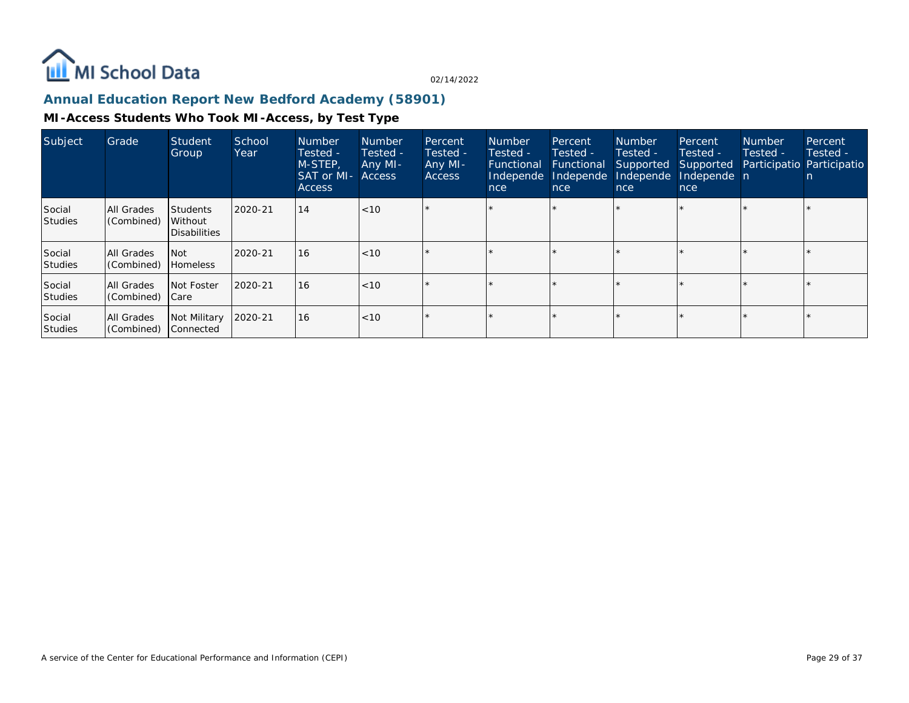MI School Data

02/14/2022

## Annual Education Report New Bedford Academy (58901)

### MI-Access Students Who Took MI-Access, by Test Type

| Subject | Grade | Student Group | School Year | Number Tested - M-STEP, SAT or MI-Access | Number Tested - Any MI-Access | Percent Tested - Any MI-Access | Number Tested - Functional Independence | Percent Tested - Functional Independence | Number Tested - Supported Independence | Percent Tested - Supported Independence | Number Tested - Participation | Percent Tested - Participation |
|---|---|---|---|---|---|---|---|---|---|---|---|---|
| Social Studies | All Grades (Combined) | Students Without Disabilities | 2020-21 | 14 | <10 | * | * | * | * | * | * | * |
| Social Studies | All Grades (Combined) | Not Homeless | 2020-21 | 16 | <10 | * | * | * | * | * | * | * |
| Social Studies | All Grades (Combined) | Not Foster Care | 2020-21 | 16 | <10 | * | * | * | * | * | * | * |
| Social Studies | All Grades (Combined) | Not Military Connected | 2020-21 | 16 | <10 | * | * | * | * | * | * | * |

A service of the Center for Educational Performance and Information (CEPI)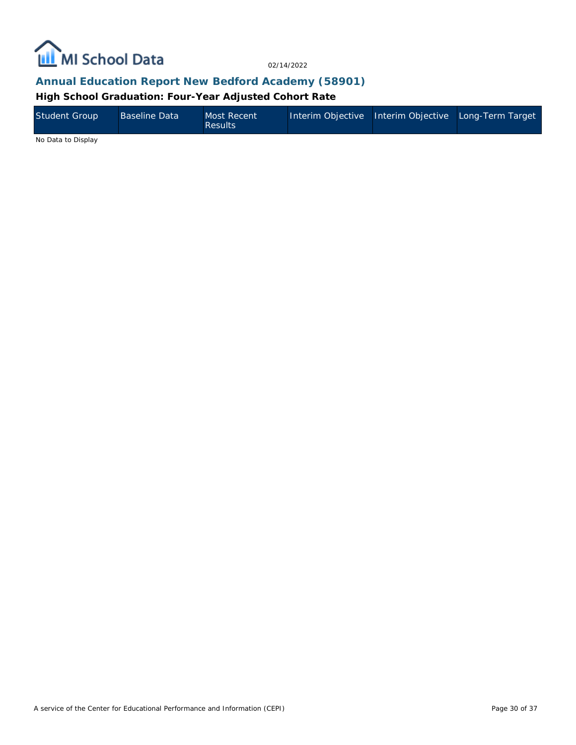## Annual Education Report New Bedford Academy (58901)

### High School Graduation: Four-Year Adjusted Cohort Rate

| Student Group | Baseline Data | Most Recent Results | Interim Objective | Interim Objective | Long-Term Target |
|---|---|---|---|---|---|

No Data to Display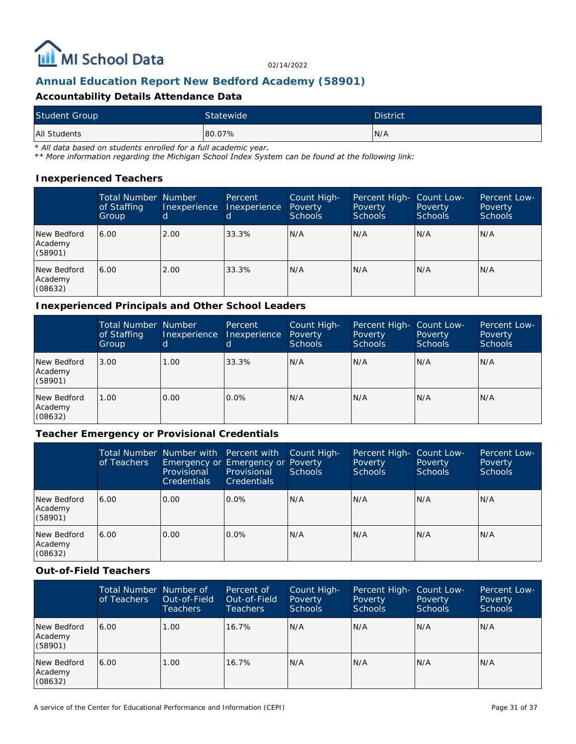MI School Data

02/14/2022

## Annual Education Report New Bedford Academy (58901)

### Accountability Details Attendance Data

| Student Group | Statewide | District |
|---|---|---|
| All Students | 80.07% | N/A |

*\* All data based on students enrolled for a full academic year.*
*\*\* More information regarding the Michigan School Index System can be found at the following link:*

### Inexperienced Teachers

| | Total Number of Staffing Group | Number Inexperienced | Percent Inexperienced | Count High-Poverty Schools | Percent High-Poverty Schools | Count Low-Poverty Schools | Percent Low-Poverty Schools |
|---|---|---|---|---|---|---|---|
| New Bedford Academy (58901) | 6.00 | 2.00 | 33.3% | N/A | N/A | N/A | N/A |
| New Bedford Academy (08632) | 6.00 | 2.00 | 33.3% | N/A | N/A | N/A | N/A |

### Inexperienced Principals and Other School Leaders

| | Total Number of Staffing Group | Number Inexperienced | Percent Inexperienced | Count High-Poverty Schools | Percent High-Poverty Schools | Count Low-Poverty Schools | Percent Low-Poverty Schools |
|---|---|---|---|---|---|---|---|
| New Bedford Academy (58901) | 3.00 | 1.00 | 33.3% | N/A | N/A | N/A | N/A |
| New Bedford Academy (08632) | 1.00 | 0.00 | 0.0% | N/A | N/A | N/A | N/A |

### Teacher Emergency or Provisional Credentials

| | Total Number of Teachers | Number with Emergency or Provisional Credentials | Percent with Emergency or Provisional Credentials | Count High-Poverty Schools | Percent High-Poverty Schools | Count Low-Poverty Schools | Percent Low-Poverty Schools |
|---|---|---|---|---|---|---|---|
| New Bedford Academy (58901) | 6.00 | 0.00 | 0.0% | N/A | N/A | N/A | N/A |
| New Bedford Academy (08632) | 6.00 | 0.00 | 0.0% | N/A | N/A | N/A | N/A |

### Out-of-Field Teachers

| | Total Number of Teachers | Number of Out-of-Field Teachers | Percent of Out-of-Field Teachers | Count High-Poverty Schools | Percent High-Poverty Schools | Count Low-Poverty Schools | Percent Low-Poverty Schools |
|---|---|---|---|---|---|---|---|
| New Bedford Academy (58901) | 6.00 | 1.00 | 16.7% | N/A | N/A | N/A | N/A |
| New Bedford Academy (08632) | 6.00 | 1.00 | 16.7% | N/A | N/A | N/A | N/A |

A service of the Center for Educational Performance and Information (CEPI)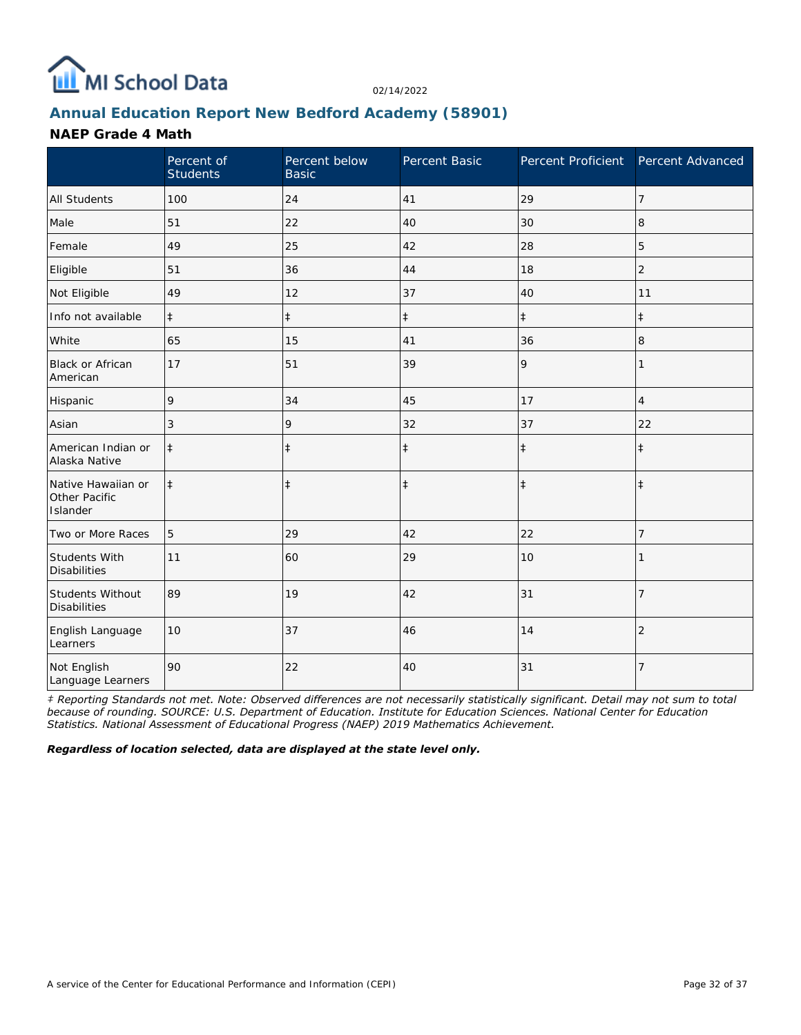MI School Data

02/14/2022

## Annual Education Report New Bedford Academy (58901)

### NAEP Grade 4 Math

| | Percent of Students | Percent below Basic | Percent Basic | Percent Proficient | Percent Advanced |
|---|---|---|---|---|---|
| All Students | 100 | 24 | 41 | 29 | 7 |
| Male | 51 | 22 | 40 | 30 | 8 |
| Female | 49 | 25 | 42 | 28 | 5 |
| Eligible | 51 | 36 | 44 | 18 | 2 |
| Not Eligible | 49 | 12 | 37 | 40 | 11 |
| Info not available | ‡ | ‡ | ‡ | ‡ | ‡ |
| White | 65 | 15 | 41 | 36 | 8 |
| Black or African American | 17 | 51 | 39 | 9 | 1 |
| Hispanic | 9 | 34 | 45 | 17 | 4 |
| Asian | 3 | 9 | 32 | 37 | 22 |
| American Indian or Alaska Native | ‡ | ‡ | ‡ | ‡ | ‡ |
| Native Hawaiian or Other Pacific Islander | ‡ | ‡ | ‡ | ‡ | ‡ |
| Two or More Races | 5 | 29 | 42 | 22 | 7 |
| Students With Disabilities | 11 | 60 | 29 | 10 | 1 |
| Students Without Disabilities | 89 | 19 | 42 | 31 | 7 |
| English Language Learners | 10 | 37 | 46 | 14 | 2 |
| Not English Language Learners | 90 | 22 | 40 | 31 | 7 |

*‡ Reporting Standards not met. Note: Observed differences are not necessarily statistically significant. Detail may not sum to total because of rounding. SOURCE: U.S. Department of Education. Institute for Education Sciences. National Center for Education Statistics. National Assessment of Educational Progress (NAEP) 2019 Mathematics Achievement.*

***Regardless of location selected, data are displayed at the state level only.***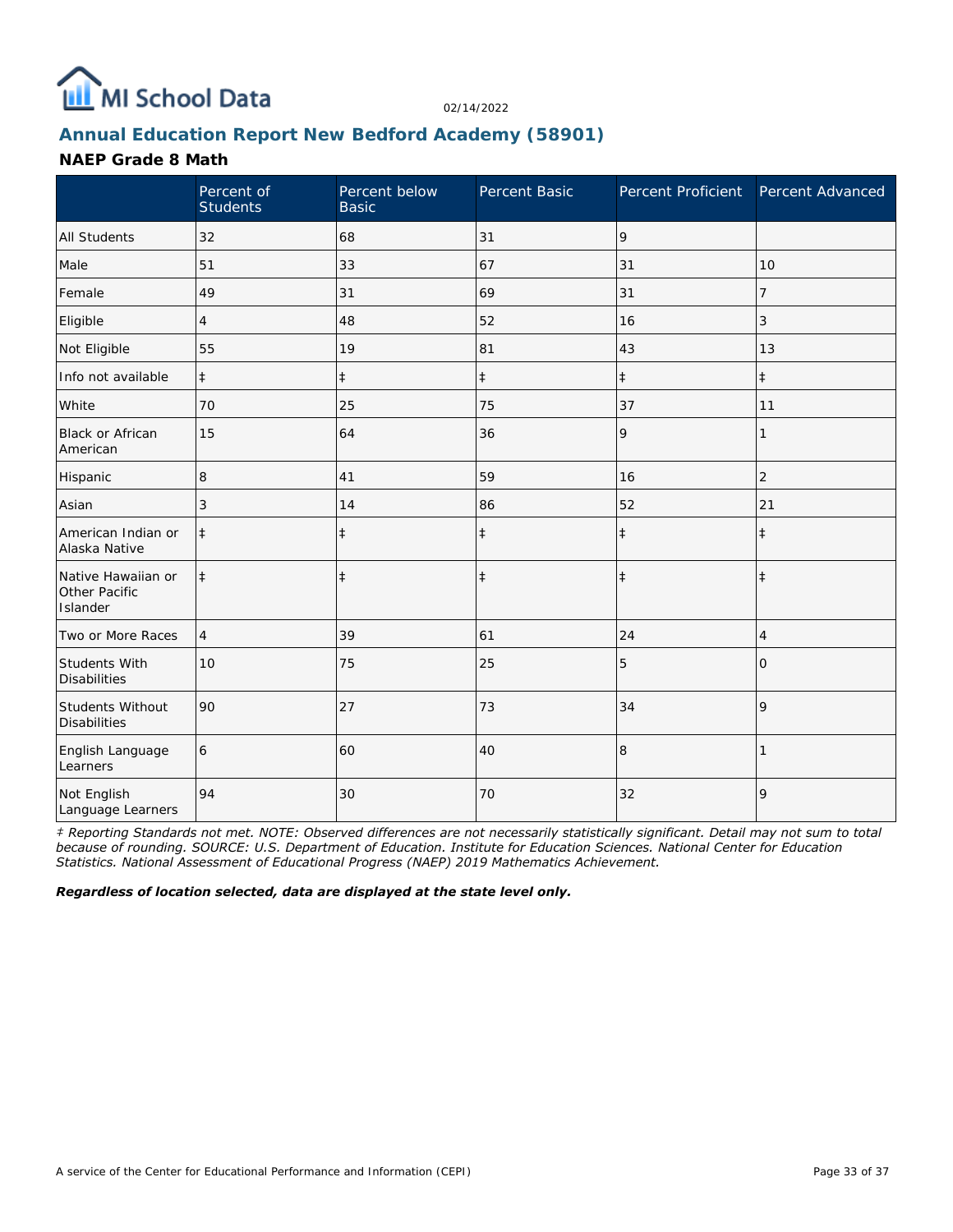MI School Data

02/14/2022

## Annual Education Report New Bedford Academy (58901)

### NAEP Grade 8 Math

| | Percent of Students | Percent below Basic | Percent Basic | Percent Proficient | Percent Advanced |
|---|---|---|---|---|---|
| All Students | 32 | 68 | 31 | 9 | |
| Male | 51 | 33 | 67 | 31 | 10 |
| Female | 49 | 31 | 69 | 31 | 7 |
| Eligible | 4 | 48 | 52 | 16 | 3 |
| Not Eligible | 55 | 19 | 81 | 43 | 13 |
| Info not available | ‡ | ‡ | ‡ | ‡ | ‡ |
| White | 70 | 25 | 75 | 37 | 11 |
| Black or African American | 15 | 64 | 36 | 9 | 1 |
| Hispanic | 8 | 41 | 59 | 16 | 2 |
| Asian | 3 | 14 | 86 | 52 | 21 |
| American Indian or Alaska Native | ‡ | ‡ | ‡ | ‡ | ‡ |
| Native Hawaiian or Other Pacific Islander | ‡ | ‡ | ‡ | ‡ | ‡ |
| Two or More Races | 4 | 39 | 61 | 24 | 4 |
| Students With Disabilities | 10 | 75 | 25 | 5 | 0 |
| Students Without Disabilities | 90 | 27 | 73 | 34 | 9 |
| English Language Learners | 6 | 60 | 40 | 8 | 1 |
| Not English Language Learners | 94 | 30 | 70 | 32 | 9 |

*‡ Reporting Standards not met. NOTE: Observed differences are not necessarily statistically significant. Detail may not sum to total because of rounding. SOURCE: U.S. Department of Education. Institute for Education Sciences. National Center for Education Statistics. National Assessment of Educational Progress (NAEP) 2019 Mathematics Achievement.*

***Regardless of location selected, data are displayed at the state level only.***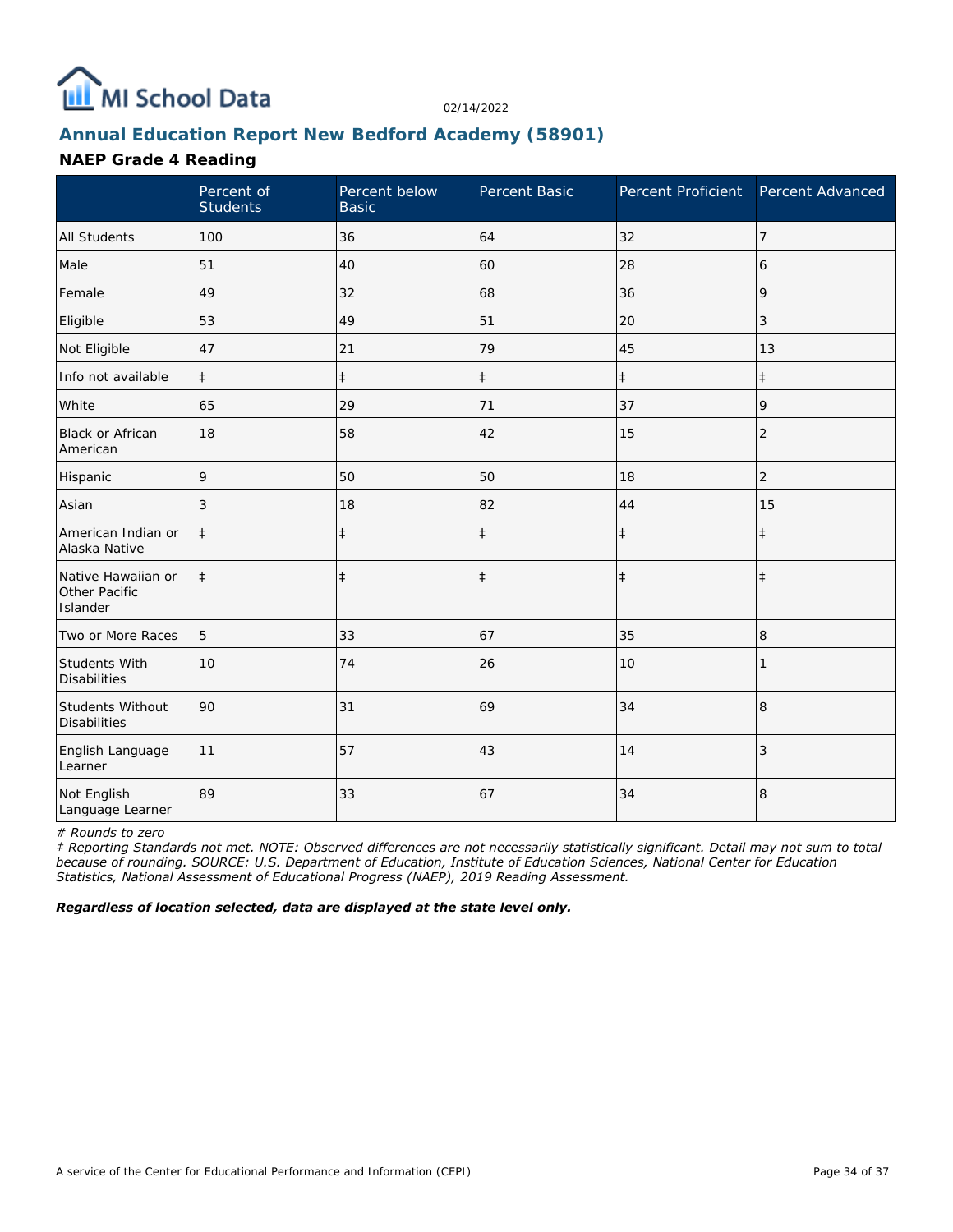02/14/2022

## Annual Education Report New Bedford Academy (58901)

### NAEP Grade 4 Reading

| | Percent of Students | Percent below Basic | Percent Basic | Percent Proficient | Percent Advanced |
|---|---|---|---|---|---|
| All Students | 100 | 36 | 64 | 32 | 7 |
| Male | 51 | 40 | 60 | 28 | 6 |
| Female | 49 | 32 | 68 | 36 | 9 |
| Eligible | 53 | 49 | 51 | 20 | 3 |
| Not Eligible | 47 | 21 | 79 | 45 | 13 |
| Info not available | ‡ | ‡ | ‡ | ‡ | ‡ |
| White | 65 | 29 | 71 | 37 | 9 |
| Black or African American | 18 | 58 | 42 | 15 | 2 |
| Hispanic | 9 | 50 | 50 | 18 | 2 |
| Asian | 3 | 18 | 82 | 44 | 15 |
| American Indian or Alaska Native | ‡ | ‡ | ‡ | ‡ | ‡ |
| Native Hawaiian or Other Pacific Islander | ‡ | ‡ | ‡ | ‡ | ‡ |
| Two or More Races | 5 | 33 | 67 | 35 | 8 |
| Students With Disabilities | 10 | 74 | 26 | 10 | 1 |
| Students Without Disabilities | 90 | 31 | 69 | 34 | 8 |
| English Language Learner | 11 | 57 | 43 | 14 | 3 |
| Not English Language Learner | 89 | 33 | 67 | 34 | 8 |

*# Rounds to zero*

*‡ Reporting Standards not met. NOTE: Observed differences are not necessarily statistically significant. Detail may not sum to total because of rounding. SOURCE: U.S. Department of Education, Institute of Education Sciences, National Center for Education Statistics, National Assessment of Educational Progress (NAEP), 2019 Reading Assessment.*

***Regardless of location selected, data are displayed at the state level only.***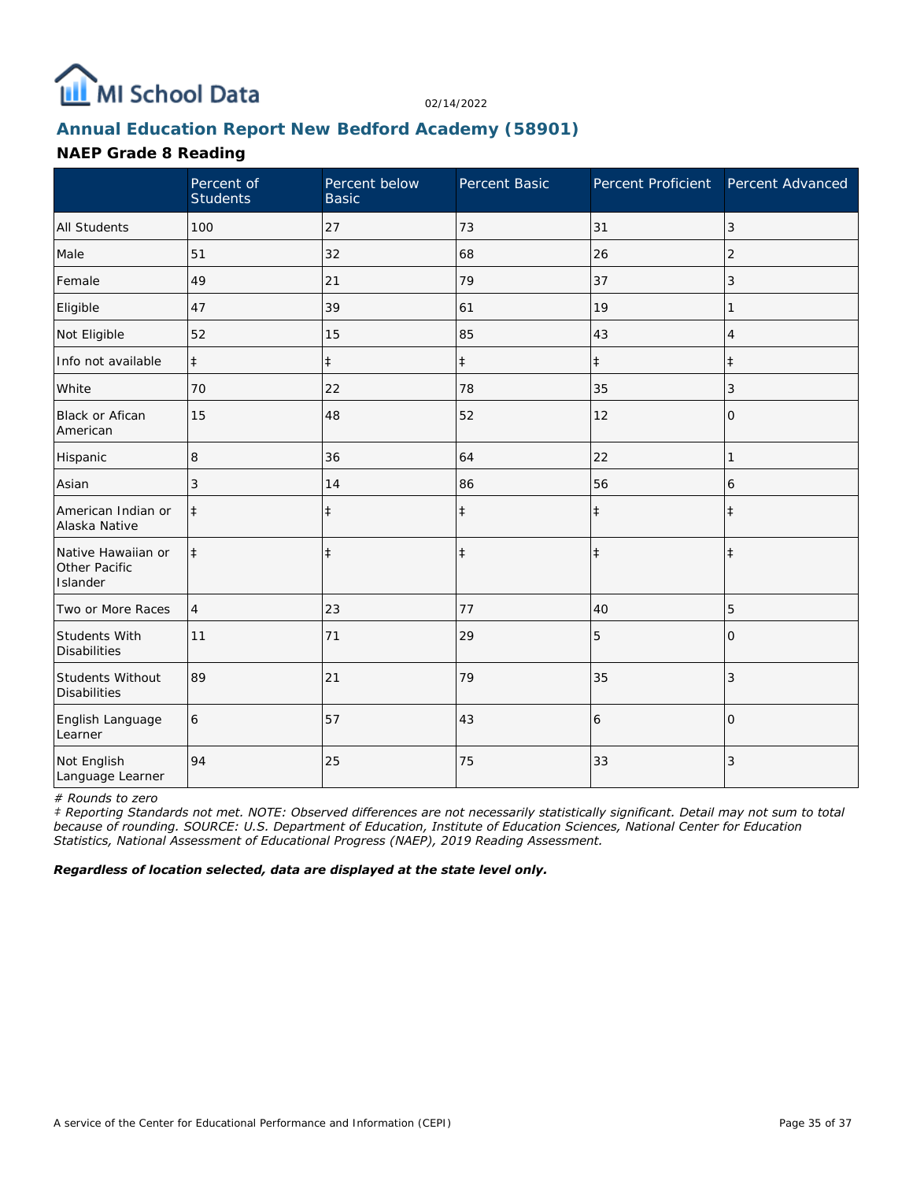MI School Data

02/14/2022

## Annual Education Report New Bedford Academy (58901)

### NAEP Grade 8 Reading

| | Percent of Students | Percent below Basic | Percent Basic | Percent Proficient | Percent Advanced |
|---|---|---|---|---|---|
| All Students | 100 | 27 | 73 | 31 | 3 |
| Male | 51 | 32 | 68 | 26 | 2 |
| Female | 49 | 21 | 79 | 37 | 3 |
| Eligible | 47 | 39 | 61 | 19 | 1 |
| Not Eligible | 52 | 15 | 85 | 43 | 4 |
| Info not available | ‡ | ‡ | ‡ | ‡ | ‡ |
| White | 70 | 22 | 78 | 35 | 3 |
| Black or Afican American | 15 | 48 | 52 | 12 | 0 |
| Hispanic | 8 | 36 | 64 | 22 | 1 |
| Asian | 3 | 14 | 86 | 56 | 6 |
| American Indian or Alaska Native | ‡ | ‡ | ‡ | ‡ | ‡ |
| Native Hawaiian or Other Pacific Islander | ‡ | ‡ | ‡ | ‡ | ‡ |
| Two or More Races | 4 | 23 | 77 | 40 | 5 |
| Students With Disabilities | 11 | 71 | 29 | 5 | 0 |
| Students Without Disabilities | 89 | 21 | 79 | 35 | 3 |
| English Language Learner | 6 | 57 | 43 | 6 | 0 |
| Not English Language Learner | 94 | 25 | 75 | 33 | 3 |

*# Rounds to zero*

*‡ Reporting Standards not met. NOTE: Observed differences are not necessarily statistically significant. Detail may not sum to total because of rounding. SOURCE: U.S. Department of Education, Institute of Education Sciences, National Center for Education Statistics, National Assessment of Educational Progress (NAEP), 2019 Reading Assessment.*

***Regardless of location selected, data are displayed at the state level only.***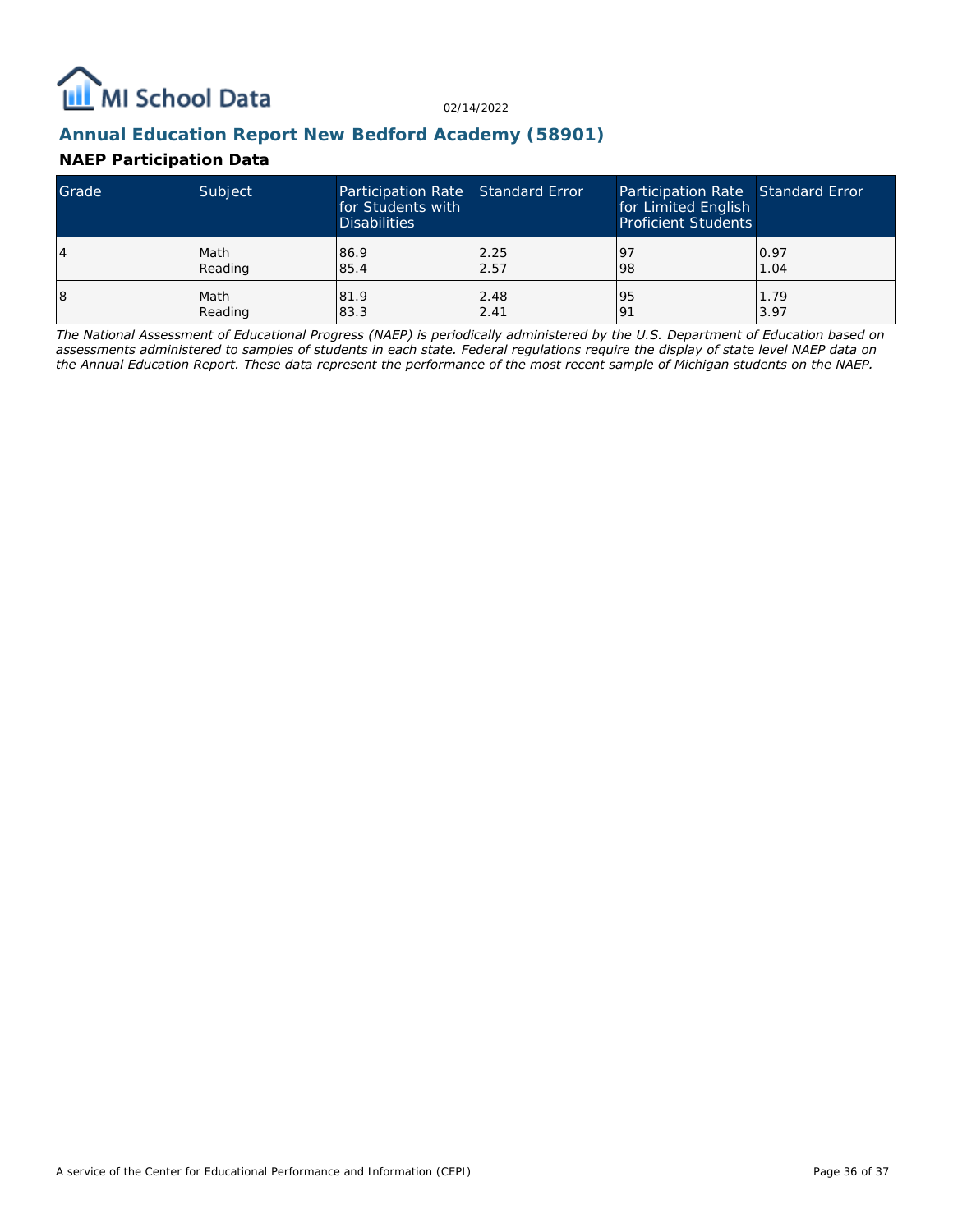02/14/2022

## Annual Education Report New Bedford Academy (58901)

### NAEP Participation Data

| Grade | Subject | Participation Rate for Students with Disabilities | Standard Error | Participation Rate for Limited English Proficient Students | Standard Error |
|---|---|---|---|---|---|
| 4 | Math<br>Reading | 86.9<br>85.4 | 2.25<br>2.57 | 97<br>98 | 0.97<br>1.04 |
| 8 | Math<br>Reading | 81.9<br>83.3 | 2.48<br>2.41 | 95<br>91 | 1.79<br>3.97 |

*The National Assessment of Educational Progress (NAEP) is periodically administered by the U.S. Department of Education based on assessments administered to samples of students in each state. Federal regulations require the display of state level NAEP data on the Annual Education Report. These data represent the performance of the most recent sample of Michigan students on the NAEP.*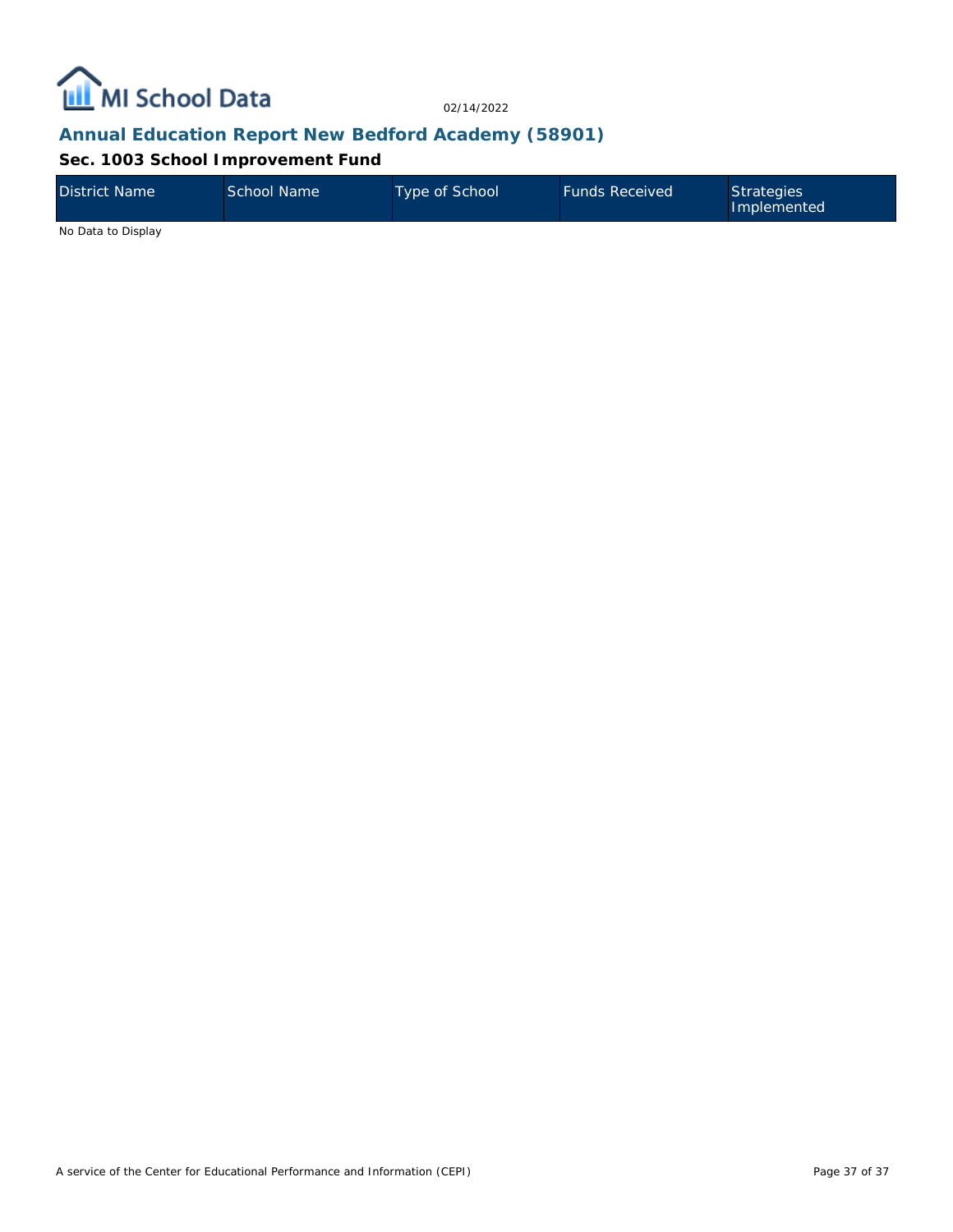## Annual Education Report New Bedford Academy (58901)

### Sec. 1003 School Improvement Fund

| District Name | School Name | Type of School | Funds Received | Strategies Implemented |
|---|---|---|---|---|

No Data to Display